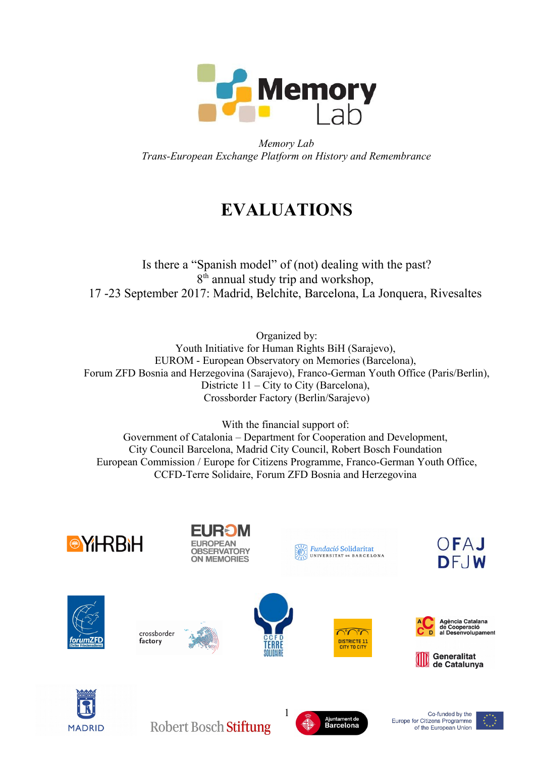*Memory Lab*
*Trans-European Exchange Platform on History and Remembrance*

# EVALUATIONS

Is there a "Spanish model" of (not) dealing with the past?
8th annual study trip and workshop,
17 -23 September 2017: Madrid, Belchite, Barcelona, La Jonquera, Rivesaltes

Organized by:
Youth Initiative for Human Rights BiH (Sarajevo),
EUROM - European Observatory on Memories (Barcelona),
Forum ZFD Bosnia and Herzegovina (Sarajevo), Franco-German Youth Office (Paris/Berlin),
Districte 11 – City to City (Barcelona),
Crossborder Factory (Berlin/Sarajevo)

With the financial support of:
Government of Catalonia – Department for Cooperation and Development,
City Council Barcelona, Madrid City Council, Robert Bosch Foundation
European Commission / Europe for Citizens Programme, Franco-German Youth Office,
CCFD-Terre Solidaire, Forum ZFD Bosnia and Herzegovina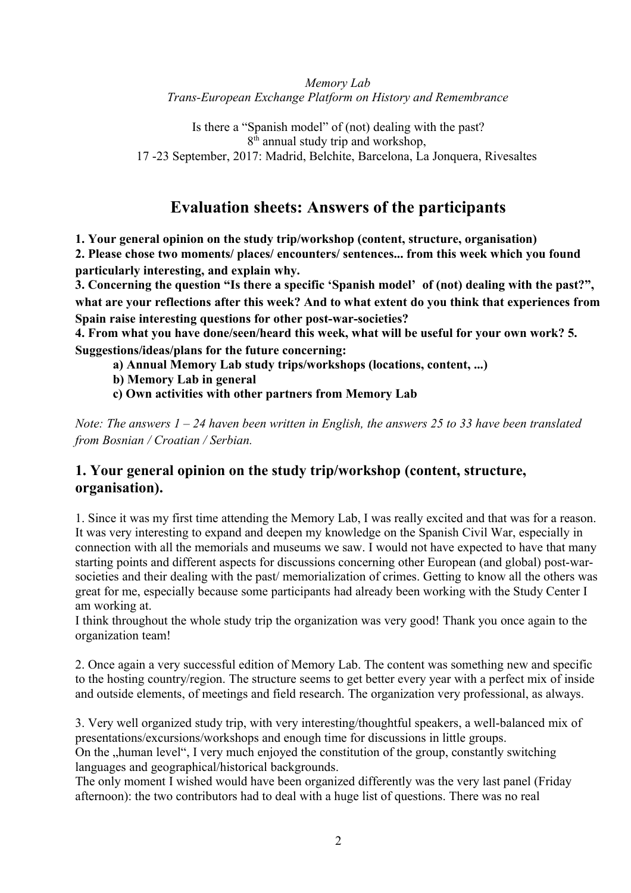*Memory Lab*
*Trans-European Exchange Platform on History and Remembrance*

Is there a "Spanish model" of (not) dealing with the past?
8th annual study trip and workshop,
17 -23 September, 2017: Madrid, Belchite, Barcelona, La Jonquera, Rivesaltes

# Evaluation sheets: Answers of the participants

**1. Your general opinion on the study trip/workshop (content, structure, organisation)**
**2. Please chose two moments/ places/ encounters/ sentences... from this week which you found particularly interesting, and explain why.**
**3. Concerning the question "Is there a specific 'Spanish model' of (not) dealing with the past?", what are your reflections after this week? And to what extent do you think that experiences from Spain raise interesting questions for other post-war-societies?**
**4. From what you have done/seen/heard this week, what will be useful for your own work? 5. Suggestions/ideas/plans for the future concerning:**

**a) Annual Memory Lab study trips/workshops (locations, content, ...)**
**b) Memory Lab in general**
**c) Own activities with other partners from Memory Lab**

*Note: The answers 1 – 24 haven been written in English, the answers 25 to 33 have been translated from Bosnian / Croatian / Serbian.*

## 1. Your general opinion on the study trip/workshop (content, structure, organisation).

1. Since it was my first time attending the Memory Lab, I was really excited and that was for a reason. It was very interesting to expand and deepen my knowledge on the Spanish Civil War, especially in connection with all the memorials and museums we saw. I would not have expected to have that many starting points and different aspects for discussions concerning other European (and global) post-war-societies and their dealing with the past/ memorialization of crimes. Getting to know all the others was great for me, especially because some participants had already been working with the Study Center I am working at.
I think throughout the whole study trip the organization was very good! Thank you once again to the organization team!

2. Once again a very successful edition of Memory Lab. The content was something new and specific to the hosting country/region. The structure seems to get better every year with a perfect mix of inside and outside elements, of meetings and field research. The organization very professional, as always.

3. Very well organized study trip, with very interesting/thoughtful speakers, a well-balanced mix of presentations/excursions/workshops and enough time for discussions in little groups.
On the „human level", I very much enjoyed the constitution of the group, constantly switching languages and geographical/historical backgrounds.
The only moment I wished would have been organized differently was the very last panel (Friday afternoon): the two contributors had to deal with a huge list of questions. There was no real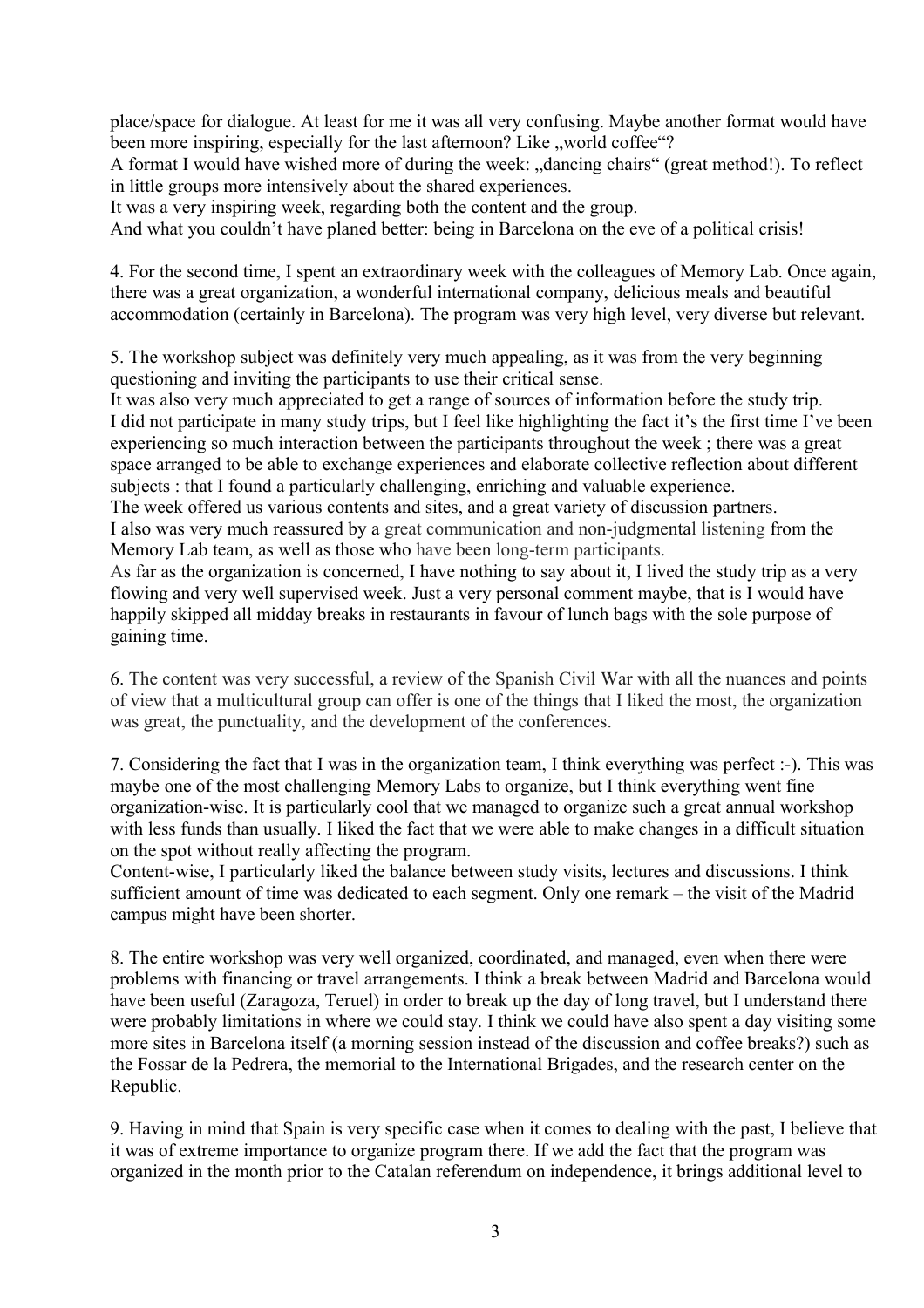place/space for dialogue. At least for me it was all very confusing. Maybe another format would have been more inspiring, especially for the last afternoon? Like „world coffee"?
A format I would have wished more of during the week: „dancing chairs" (great method!). To reflect in little groups more intensively about the shared experiences.
It was a very inspiring week, regarding both the content and the group.
And what you couldn't have planed better: being in Barcelona on the eve of a political crisis!

4. For the second time, I spent an extraordinary week with the colleagues of Memory Lab. Once again, there was a great organization, a wonderful international company, delicious meals and beautiful accommodation (certainly in Barcelona). The program was very high level, very diverse but relevant.

5. The workshop subject was definitely very much appealing, as it was from the very beginning questioning and inviting the participants to use their critical sense.
It was also very much appreciated to get a range of sources of information before the study trip.
I did not participate in many study trips, but I feel like highlighting the fact it's the first time I've been experiencing so much interaction between the participants throughout the week ; there was a great space arranged to be able to exchange experiences and elaborate collective reflection about different subjects : that I found a particularly challenging, enriching and valuable experience.
The week offered us various contents and sites, and a great variety of discussion partners.
I also was very much reassured by a great communication and non-judgmental listening from the Memory Lab team, as well as those who have been long-term participants.
As far as the organization is concerned, I have nothing to say about it, I lived the study trip as a very flowing and very well supervised week. Just a very personal comment maybe, that is I would have happily skipped all midday breaks in restaurants in favour of lunch bags with the sole purpose of gaining time.

6. The content was very successful, a review of the Spanish Civil War with all the nuances and points of view that a multicultural group can offer is one of the things that I liked the most, the organization was great, the punctuality, and the development of the conferences.

7. Considering the fact that I was in the organization team, I think everything was perfect :-). This was maybe one of the most challenging Memory Labs to organize, but I think everything went fine organization-wise. It is particularly cool that we managed to organize such a great annual workshop with less funds than usually. I liked the fact that we were able to make changes in a difficult situation on the spot without really affecting the program.
Content-wise, I particularly liked the balance between study visits, lectures and discussions. I think sufficient amount of time was dedicated to each segment. Only one remark – the visit of the Madrid campus might have been shorter.

8. The entire workshop was very well organized, coordinated, and managed, even when there were problems with financing or travel arrangements. I think a break between Madrid and Barcelona would have been useful (Zaragoza, Teruel) in order to break up the day of long travel, but I understand there were probably limitations in where we could stay. I think we could have also spent a day visiting some more sites in Barcelona itself (a morning session instead of the discussion and coffee breaks?) such as the Fossar de la Pedrera, the memorial to the International Brigades, and the research center on the Republic.

9. Having in mind that Spain is very specific case when it comes to dealing with the past, I believe that it was of extreme importance to organize program there. If we add the fact that the program was organized in the month prior to the Catalan referendum on independence, it brings additional level to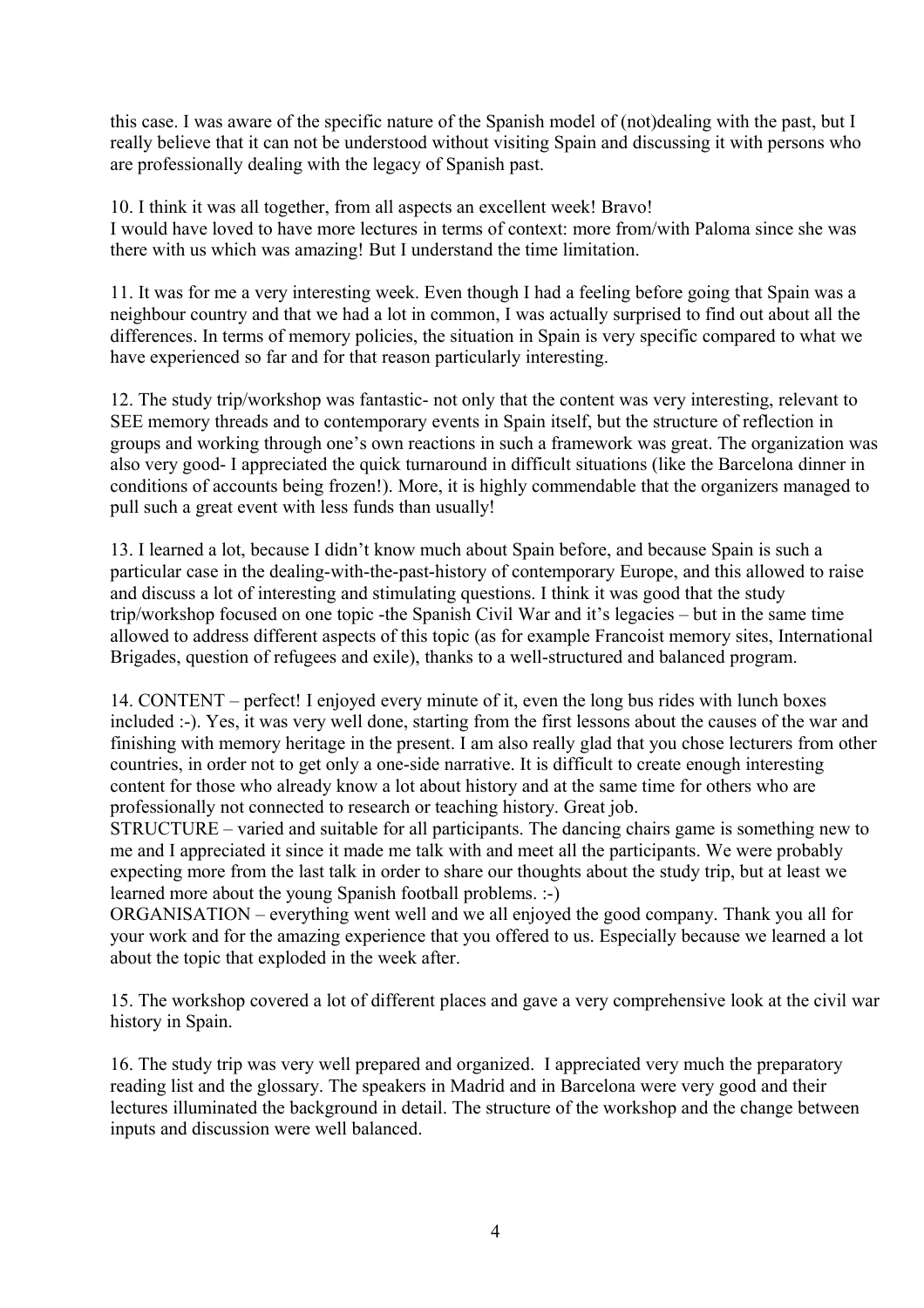this case. I was aware of the specific nature of the Spanish model of (not)dealing with the past, but I really believe that it can not be understood without visiting Spain and discussing it with persons who are professionally dealing with the legacy of Spanish past.

10. I think it was all together, from all aspects an excellent week! Bravo!
I would have loved to have more lectures in terms of context: more from/with Paloma since she was there with us which was amazing! But I understand the time limitation.

11. It was for me a very interesting week. Even though I had a feeling before going that Spain was a neighbour country and that we had a lot in common, I was actually surprised to find out about all the differences. In terms of memory policies, the situation in Spain is very specific compared to what we have experienced so far and for that reason particularly interesting.

12. The study trip/workshop was fantastic- not only that the content was very interesting, relevant to SEE memory threads and to contemporary events in Spain itself, but the structure of reflection in groups and working through one's own reactions in such a framework was great. The organization was also very good- I appreciated the quick turnaround in difficult situations (like the Barcelona dinner in conditions of accounts being frozen!). More, it is highly commendable that the organizers managed to pull such a great event with less funds than usually!

13. I learned a lot, because I didn't know much about Spain before, and because Spain is such a particular case in the dealing-with-the-past-history of contemporary Europe, and this allowed to raise and discuss a lot of interesting and stimulating questions. I think it was good that the study trip/workshop focused on one topic -the Spanish Civil War and it's legacies – but in the same time allowed to address different aspects of this topic (as for example Francoist memory sites, International Brigades, question of refugees and exile), thanks to a well-structured and balanced program.

14. CONTENT – perfect! I enjoyed every minute of it, even the long bus rides with lunch boxes included :-). Yes, it was very well done, starting from the first lessons about the causes of the war and finishing with memory heritage in the present. I am also really glad that you chose lecturers from other countries, in order not to get only a one-side narrative. It is difficult to create enough interesting content for those who already know a lot about history and at the same time for others who are professionally not connected to research or teaching history. Great job.
STRUCTURE – varied and suitable for all participants. The dancing chairs game is something new to me and I appreciated it since it made me talk with and meet all the participants. We were probably expecting more from the last talk in order to share our thoughts about the study trip, but at least we learned more about the young Spanish football problems. :-)
ORGANISATION – everything went well and we all enjoyed the good company. Thank you all for your work and for the amazing experience that you offered to us. Especially because we learned a lot about the topic that exploded in the week after.

15. The workshop covered a lot of different places and gave a very comprehensive look at the civil war history in Spain.

16. The study trip was very well prepared and organized. I appreciated very much the preparatory reading list and the glossary. The speakers in Madrid and in Barcelona were very good and their lectures illuminated the background in detail. The structure of the workshop and the change between inputs and discussion were well balanced.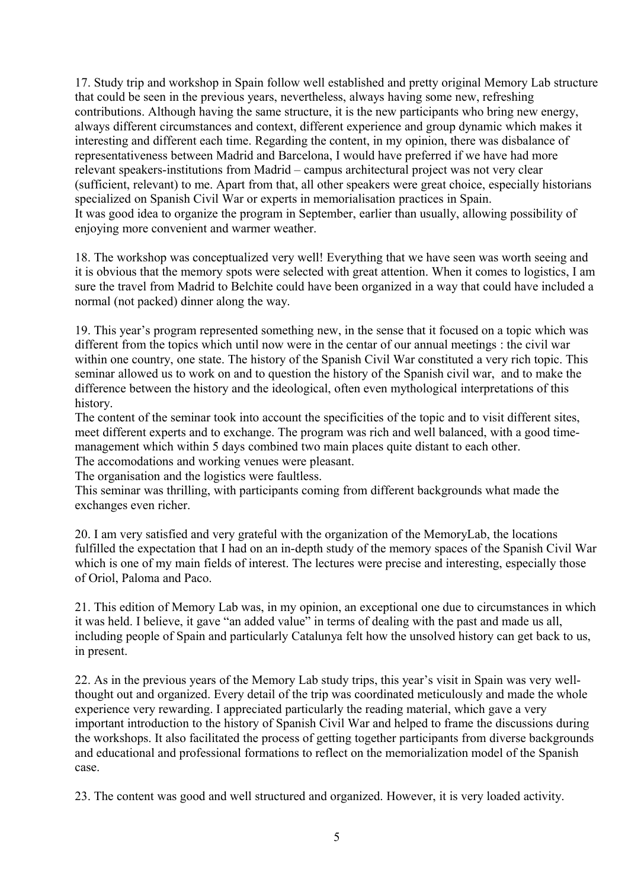17. Study trip and workshop in Spain follow well established and pretty original Memory Lab structure that could be seen in the previous years, nevertheless, always having some new, refreshing contributions. Although having the same structure, it is the new participants who bring new energy, always different circumstances and context, different experience and group dynamic which makes it interesting and different each time. Regarding the content, in my opinion, there was disbalance of representativeness between Madrid and Barcelona, I would have preferred if we have had more relevant speakers-institutions from Madrid – campus architectural project was not very clear (sufficient, relevant) to me. Apart from that, all other speakers were great choice, especially historians specialized on Spanish Civil War or experts in memorialisation practices in Spain.
It was good idea to organize the program in September, earlier than usually, allowing possibility of enjoying more convenient and warmer weather.

18. The workshop was conceptualized very well! Everything that we have seen was worth seeing and it is obvious that the memory spots were selected with great attention. When it comes to logistics, I am sure the travel from Madrid to Belchite could have been organized in a way that could have included a normal (not packed) dinner along the way.

19. This year's program represented something new, in the sense that it focused on a topic which was different from the topics which until now were in the centar of our annual meetings : the civil war within one country, one state. The history of the Spanish Civil War constituted a very rich topic. This seminar allowed us to work on and to question the history of the Spanish civil war, and to make the difference between the history and the ideological, often even mythological interpretations of this history.
The content of the seminar took into account the specificities of the topic and to visit different sites, meet different experts and to exchange. The program was rich and well balanced, with a good time-management which within 5 days combined two main places quite distant to each other.
The accomodations and working venues were pleasant.
The organisation and the logistics were faultless.
This seminar was thrilling, with participants coming from different backgrounds what made the exchanges even richer.

20. I am very satisfied and very grateful with the organization of the MemoryLab, the locations fulfilled the expectation that I had on an in-depth study of the memory spaces of the Spanish Civil War which is one of my main fields of interest. The lectures were precise and interesting, especially those of Oriol, Paloma and Paco.

21. This edition of Memory Lab was, in my opinion, an exceptional one due to circumstances in which it was held. I believe, it gave "an added value" in terms of dealing with the past and made us all, including people of Spain and particularly Catalunya felt how the unsolved history can get back to us, in present.

22. As in the previous years of the Memory Lab study trips, this year's visit in Spain was very well-thought out and organized. Every detail of the trip was coordinated meticulously and made the whole experience very rewarding. I appreciated particularly the reading material, which gave a very important introduction to the history of Spanish Civil War and helped to frame the discussions during the workshops. It also facilitated the process of getting together participants from diverse backgrounds and educational and professional formations to reflect on the memorialization model of the Spanish case.

23. The content was good and well structured and organized. However, it is very loaded activity.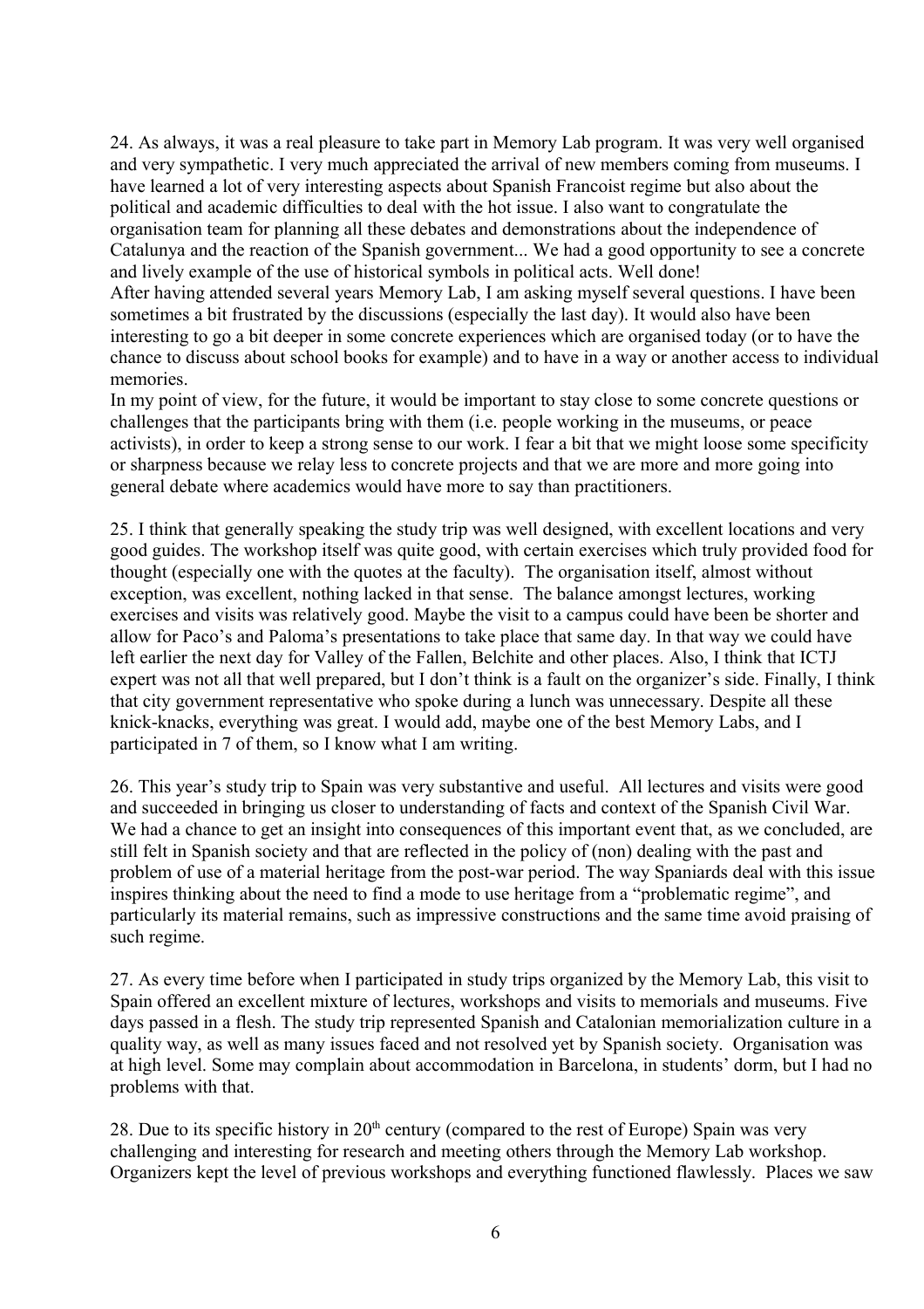24. As always, it was a real pleasure to take part in Memory Lab program. It was very well organised and very sympathetic. I very much appreciated the arrival of new members coming from museums. I have learned a lot of very interesting aspects about Spanish Francoist regime but also about the political and academic difficulties to deal with the hot issue. I also want to congratulate the organisation team for planning all these debates and demonstrations about the independence of Catalunya and the reaction of the Spanish government... We had a good opportunity to see a concrete and lively example of the use of historical symbols in political acts. Well done!
After having attended several years Memory Lab, I am asking myself several questions. I have been sometimes a bit frustrated by the discussions (especially the last day). It would also have been interesting to go a bit deeper in some concrete experiences which are organised today (or to have the chance to discuss about school books for example) and to have in a way or another access to individual memories.
In my point of view, for the future, it would be important to stay close to some concrete questions or challenges that the participants bring with them (i.e. people working in the museums, or peace activists), in order to keep a strong sense to our work. I fear a bit that we might loose some specificity or sharpness because we relay less to concrete projects and that we are more and more going into general debate where academics would have more to say than practitioners.

25. I think that generally speaking the study trip was well designed, with excellent locations and very good guides. The workshop itself was quite good, with certain exercises which truly provided food for thought (especially one with the quotes at the faculty). The organisation itself, almost without exception, was excellent, nothing lacked in that sense. The balance amongst lectures, working exercises and visits was relatively good. Maybe the visit to a campus could have been be shorter and allow for Paco's and Paloma's presentations to take place that same day. In that way we could have left earlier the next day for Valley of the Fallen, Belchite and other places. Also, I think that ICTJ expert was not all that well prepared, but I don't think is a fault on the organizer's side. Finally, I think that city government representative who spoke during a lunch was unnecessary. Despite all these knick-knacks, everything was great. I would add, maybe one of the best Memory Labs, and I participated in 7 of them, so I know what I am writing.

26. This year's study trip to Spain was very substantive and useful. All lectures and visits were good and succeeded in bringing us closer to understanding of facts and context of the Spanish Civil War. We had a chance to get an insight into consequences of this important event that, as we concluded, are still felt in Spanish society and that are reflected in the policy of (non) dealing with the past and problem of use of a material heritage from the post-war period. The way Spaniards deal with this issue inspires thinking about the need to find a mode to use heritage from a "problematic regime", and particularly its material remains, such as impressive constructions and the same time avoid praising of such regime.

27. As every time before when I participated in study trips organized by the Memory Lab, this visit to Spain offered an excellent mixture of lectures, workshops and visits to memorials and museums. Five days passed in a flesh. The study trip represented Spanish and Catalonian memorialization culture in a quality way, as well as many issues faced and not resolved yet by Spanish society. Organisation was at high level. Some may complain about accommodation in Barcelona, in students' dorm, but I had no problems with that.

28. Due to its specific history in 20th century (compared to the rest of Europe) Spain was very challenging and interesting for research and meeting others through the Memory Lab workshop. Organizers kept the level of previous workshops and everything functioned flawlessly. Places we saw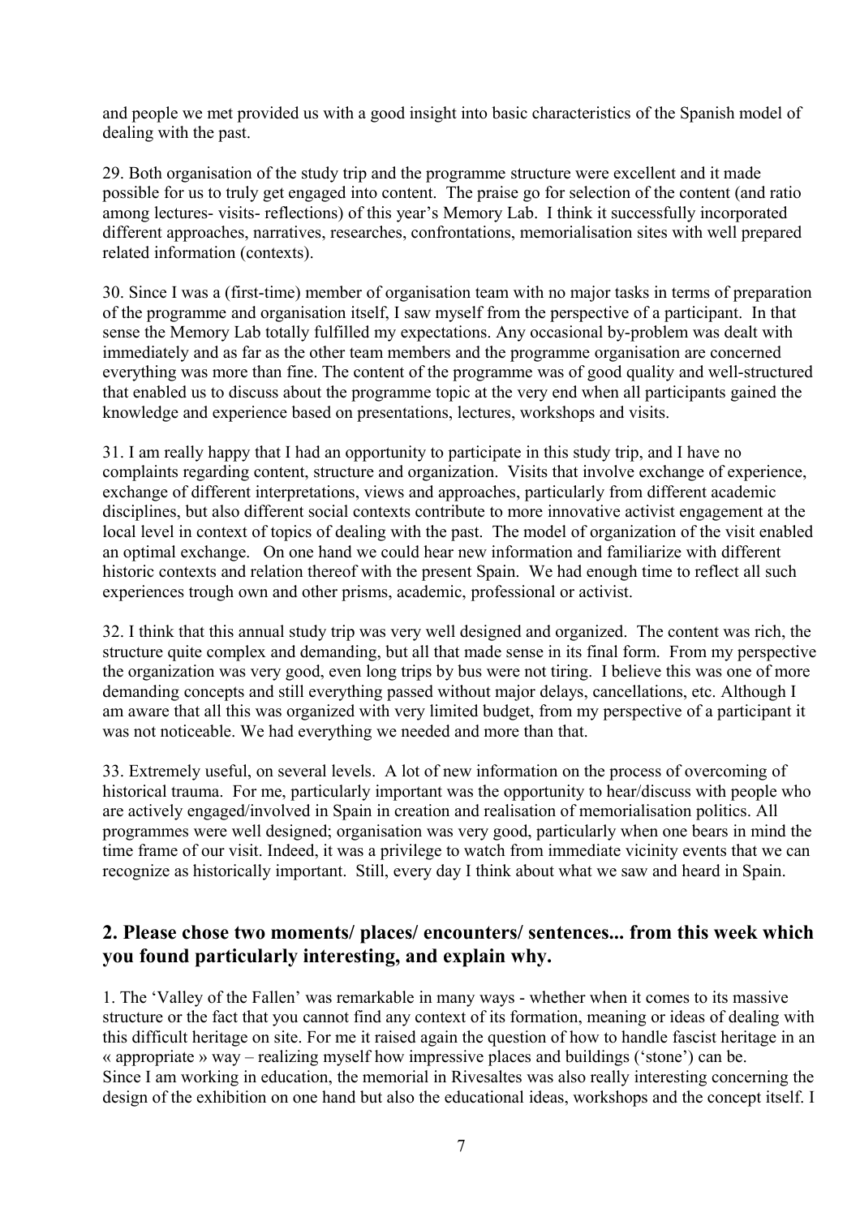and people we met provided us with a good insight into basic characteristics of the Spanish model of dealing with the past.

29. Both organisation of the study trip and the programme structure were excellent and it made possible for us to truly get engaged into content. The praise go for selection of the content (and ratio among lectures- visits- reflections) of this year's Memory Lab. I think it successfully incorporated different approaches, narratives, researches, confrontations, memorialisation sites with well prepared related information (contexts).

30. Since I was a (first-time) member of organisation team with no major tasks in terms of preparation of the programme and organisation itself, I saw myself from the perspective of a participant. In that sense the Memory Lab totally fulfilled my expectations. Any occasional by-problem was dealt with immediately and as far as the other team members and the programme organisation are concerned everything was more than fine. The content of the programme was of good quality and well-structured that enabled us to discuss about the programme topic at the very end when all participants gained the knowledge and experience based on presentations, lectures, workshops and visits.

31. I am really happy that I had an opportunity to participate in this study trip, and I have no complaints regarding content, structure and organization. Visits that involve exchange of experience, exchange of different interpretations, views and approaches, particularly from different academic disciplines, but also different social contexts contribute to more innovative activist engagement at the local level in context of topics of dealing with the past. The model of organization of the visit enabled an optimal exchange. On one hand we could hear new information and familiarize with different historic contexts and relation thereof with the present Spain. We had enough time to reflect all such experiences trough own and other prisms, academic, professional or activist.

32. I think that this annual study trip was very well designed and organized. The content was rich, the structure quite complex and demanding, but all that made sense in its final form. From my perspective the organization was very good, even long trips by bus were not tiring. I believe this was one of more demanding concepts and still everything passed without major delays, cancellations, etc. Although I am aware that all this was organized with very limited budget, from my perspective of a participant it was not noticeable. We had everything we needed and more than that.

33. Extremely useful, on several levels. A lot of new information on the process of overcoming of historical trauma. For me, particularly important was the opportunity to hear/discuss with people who are actively engaged/involved in Spain in creation and realisation of memorialisation politics. All programmes were well designed; organisation was very good, particularly when one bears in mind the time frame of our visit. Indeed, it was a privilege to watch from immediate vicinity events that we can recognize as historically important. Still, every day I think about what we saw and heard in Spain.

## 2. Please chose two moments/ places/ encounters/ sentences... from this week which you found particularly interesting, and explain why.

1. The 'Valley of the Fallen' was remarkable in many ways - whether when it comes to its massive structure or the fact that you cannot find any context of its formation, meaning or ideas of dealing with this difficult heritage on site. For me it raised again the question of how to handle fascist heritage in an « appropriate » way – realizing myself how impressive places and buildings ('stone') can be.
Since I am working in education, the memorial in Rivesaltes was also really interesting concerning the design of the exhibition on one hand but also the educational ideas, workshops and the concept itself. I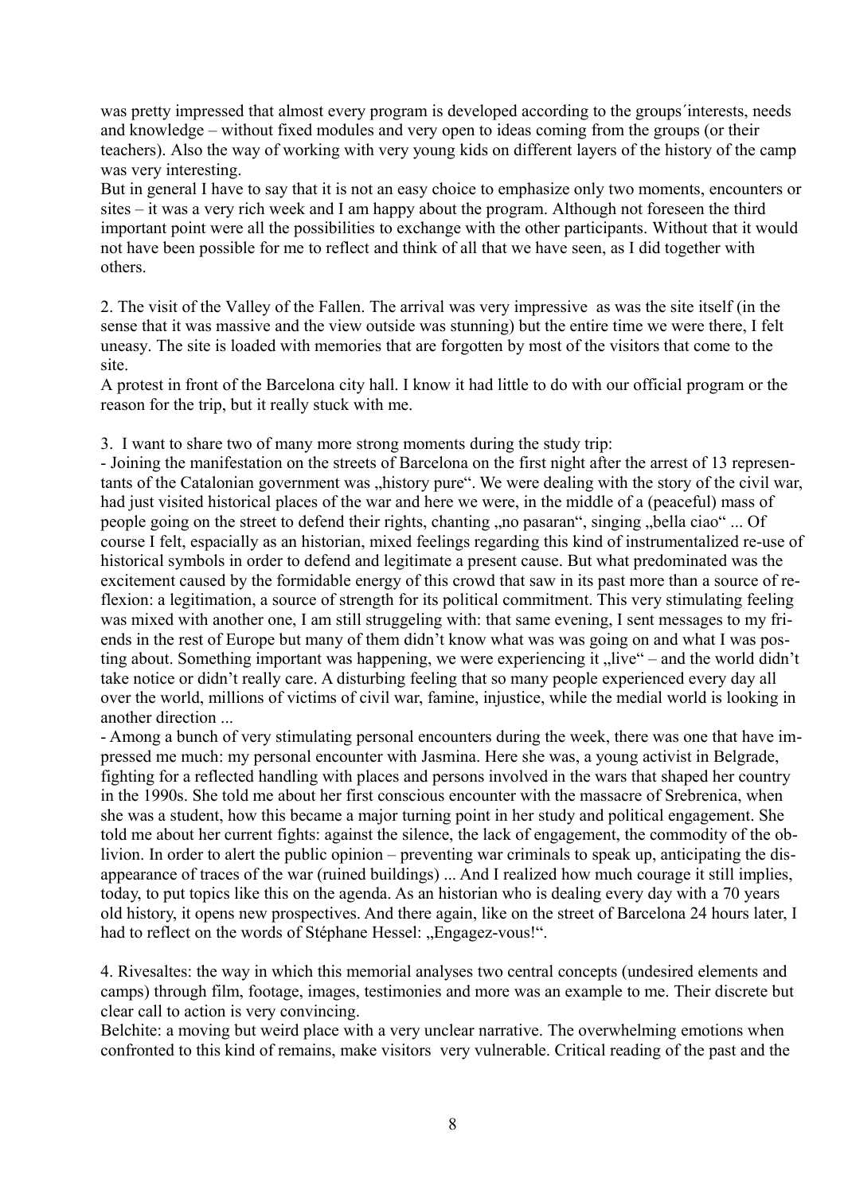was pretty impressed that almost every program is developed according to the groups´interests, needs and knowledge – without fixed modules and very open to ideas coming from the groups (or their teachers). Also the way of working with very young kids on different layers of the history of the camp was very interesting.

But in general I have to say that it is not an easy choice to emphasize only two moments, encounters or sites – it was a very rich week and I am happy about the program. Although not foreseen the third important point were all the possibilities to exchange with the other participants. Without that it would not have been possible for me to reflect and think of all that we have seen, as I did together with others.

2. The visit of the Valley of the Fallen. The arrival was very impressive as was the site itself (in the sense that it was massive and the view outside was stunning) but the entire time we were there, I felt uneasy. The site is loaded with memories that are forgotten by most of the visitors that come to the site.

A protest in front of the Barcelona city hall. I know it had little to do with our official program or the reason for the trip, but it really stuck with me.

3. I want to share two of many more strong moments during the study trip:

- Joining the manifestation on the streets of Barcelona on the first night after the arrest of 13 representants of the Catalonian government was „history pure“. We were dealing with the story of the civil war, had just visited historical places of the war and here we were, in the middle of a (peaceful) mass of people going on the street to defend their rights, chanting „no pasaran“, singing „bella ciao“ ... Of course I felt, espacially as an historian, mixed feelings regarding this kind of instrumentalized re-use of historical symbols in order to defend and legitimate a present cause. But what predominated was the excitement caused by the formidable energy of this crowd that saw in its past more than a source of reflexion: a legitimation, a source of strength for its political commitment. This very stimulating feeling was mixed with another one, I am still struggeling with: that same evening, I sent messages to my friends in the rest of Europe but many of them didn't know what was was going on and what I was posting about. Something important was happening, we were experiencing it „live“ – and the world didn't take notice or didn't really care. A disturbing feeling that so many people experienced every day all over the world, millions of victims of civil war, famine, injustice, while the medial world is looking in another direction ...
- Among a bunch of very stimulating personal encounters during the week, there was one that have impressed me much: my personal encounter with Jasmina. Here she was, a young activist in Belgrade, fighting for a reflected handling with places and persons involved in the wars that shaped her country in the 1990s. She told me about her first conscious encounter with the massacre of Srebrenica, when she was a student, how this became a major turning point in her study and political engagement. She told me about her current fights: against the silence, the lack of engagement, the commodity of the oblivion. In order to alert the public opinion – preventing war criminals to speak up, anticipating the disappearance of traces of the war (ruined buildings) ... And I realized how much courage it still implies, today, to put topics like this on the agenda. As an historian who is dealing every day with a 70 years old history, it opens new prospectives. And there again, like on the street of Barcelona 24 hours later, I had to reflect on the words of Stéphane Hessel: „Engagez-vous!“.

4. Rivesaltes: the way in which this memorial analyses two central concepts (undesired elements and camps) through film, footage, images, testimonies and more was an example to me. Their discrete but clear call to action is very convincing.

Belchite: a moving but weird place with a very unclear narrative. The overwhelming emotions when confronted to this kind of remains, make visitors very vulnerable. Critical reading of the past and the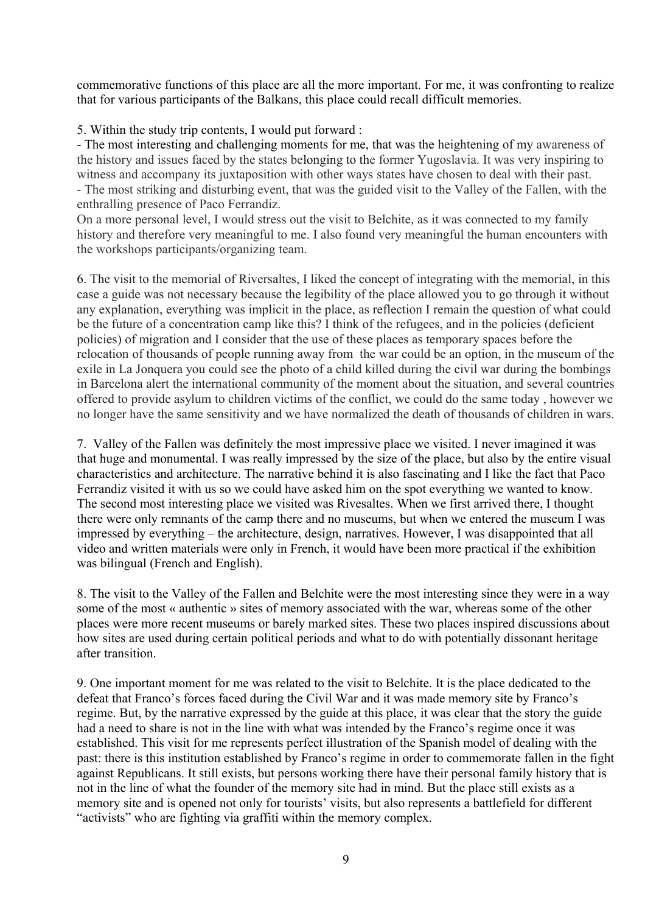commemorative functions of this place are all the more important. For me, it was confronting to realize that for various participants of the Balkans, this place could recall difficult memories.

5. Within the study trip contents, I would put forward :
- The most interesting and challenging moments for me, that was the heightening of my awareness of the history and issues faced by the states belonging to the former Yugoslavia. It was very inspiring to witness and accompany its juxtaposition with other ways states have chosen to deal with their past.
- The most striking and disturbing event, that was the guided visit to the Valley of the Fallen, with the enthralling presence of Paco Ferrandiz.

On a more personal level, I would stress out the visit to Belchite, as it was connected to my family history and therefore very meaningful to me. I also found very meaningful the human encounters with the workshops participants/organizing team.

6. The visit to the memorial of Riversaltes, I liked the concept of integrating with the memorial, in this case a guide was not necessary because the legibility of the place allowed you to go through it without any explanation, everything was implicit in the place, as reflection I remain the question of what could be the future of a concentration camp like this? I think of the refugees, and in the policies (deficient policies) of migration and I consider that the use of these places as temporary spaces before the relocation of thousands of people running away from the war could be an option, in the museum of the exile in La Jonquera you could see the photo of a child killed during the civil war during the bombings in Barcelona alert the international community of the moment about the situation, and several countries offered to provide asylum to children victims of the conflict, we could do the same today , however we no longer have the same sensitivity and we have normalized the death of thousands of children in wars.

7. Valley of the Fallen was definitely the most impressive place we visited. I never imagined it was that huge and monumental. I was really impressed by the size of the place, but also by the entire visual characteristics and architecture. The narrative behind it is also fascinating and I like the fact that Paco Ferrandiz visited it with us so we could have asked him on the spot everything we wanted to know. The second most interesting place we visited was Rivesaltes. When we first arrived there, I thought there were only remnants of the camp there and no museums, but when we entered the museum I was impressed by everything – the architecture, design, narratives. However, I was disappointed that all video and written materials were only in French, it would have been more practical if the exhibition was bilingual (French and English).

8. The visit to the Valley of the Fallen and Belchite were the most interesting since they were in a way some of the most « authentic » sites of memory associated with the war, whereas some of the other places were more recent museums or barely marked sites. These two places inspired discussions about how sites are used during certain political periods and what to do with potentially dissonant heritage after transition.

9. One important moment for me was related to the visit to Belchite. It is the place dedicated to the defeat that Franco's forces faced during the Civil War and it was made memory site by Franco's regime. But, by the narrative expressed by the guide at this place, it was clear that the story the guide had a need to share is not in the line with what was intended by the Franco's regime once it was established. This visit for me represents perfect illustration of the Spanish model of dealing with the past: there is this institution established by Franco's regime in order to commemorate fallen in the fight against Republicans. It still exists, but persons working there have their personal family history that is not in the line of what the founder of the memory site had in mind. But the place still exists as a memory site and is opened not only for tourists' visits, but also represents a battlefield for different "activists" who are fighting via graffiti within the memory complex.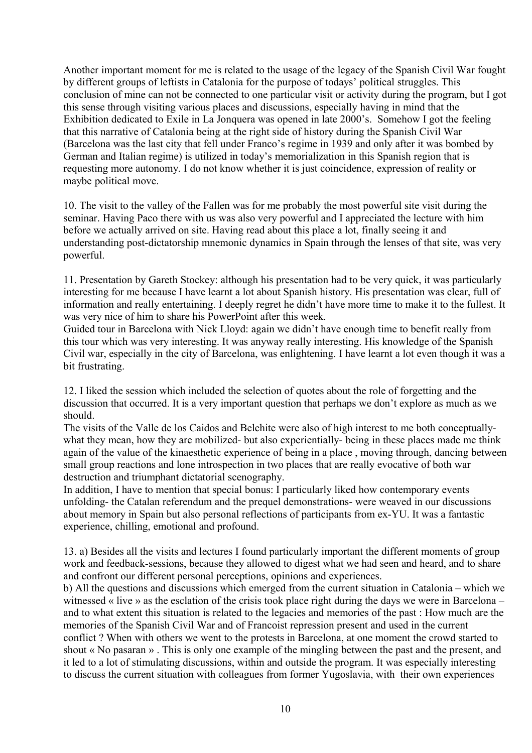Another important moment for me is related to the usage of the legacy of the Spanish Civil War fought by different groups of leftists in Catalonia for the purpose of todays' political struggles. This conclusion of mine can not be connected to one particular visit or activity during the program, but I got this sense through visiting various places and discussions, especially having in mind that the Exhibition dedicated to Exile in La Jonquera was opened in late 2000's. Somehow I got the feeling that this narrative of Catalonia being at the right side of history during the Spanish Civil War (Barcelona was the last city that fell under Franco's regime in 1939 and only after it was bombed by German and Italian regime) is utilized in today's memorialization in this Spanish region that is requesting more autonomy. I do not know whether it is just coincidence, expression of reality or maybe political move.

10. The visit to the valley of the Fallen was for me probably the most powerful site visit during the seminar. Having Paco there with us was also very powerful and I appreciated the lecture with him before we actually arrived on site. Having read about this place a lot, finally seeing it and understanding post-dictatorship mnemonic dynamics in Spain through the lenses of that site, was very powerful.

11. Presentation by Gareth Stockey: although his presentation had to be very quick, it was particularly interesting for me because I have learnt a lot about Spanish history. His presentation was clear, full of information and really entertaining. I deeply regret he didn't have more time to make it to the fullest. It was very nice of him to share his PowerPoint after this week.
Guided tour in Barcelona with Nick Lloyd: again we didn't have enough time to benefit really from this tour which was very interesting. It was anyway really interesting. His knowledge of the Spanish Civil war, especially in the city of Barcelona, was enlightening. I have learnt a lot even though it was a bit frustrating.

12. I liked the session which included the selection of quotes about the role of forgetting and the discussion that occurred. It is a very important question that perhaps we don't explore as much as we should.
The visits of the Valle de los Caidos and Belchite were also of high interest to me both conceptually- what they mean, how they are mobilized- but also experientially- being in these places made me think again of the value of the kinaesthetic experience of being in a place , moving through, dancing between small group reactions and lone introspection in two places that are really evocative of both war destruction and triumphant dictatorial scenography.
In addition, I have to mention that special bonus: I particularly liked how contemporary events unfolding- the Catalan referendum and the prequel demonstrations- were weaved in our discussions about memory in Spain but also personal reflections of participants from ex-YU. It was a fantastic experience, chilling, emotional and profound.

13. a) Besides all the visits and lectures I found particularly important the different moments of group work and feedback-sessions, because they allowed to digest what we had seen and heard, and to share and confront our different personal perceptions, opinions and experiences.
b) All the questions and discussions which emerged from the current situation in Catalonia – which we witnessed « live » as the esclation of the crisis took place right during the days we were in Barcelona – and to what extent this situation is related to the legacies and memories of the past : How much are the memories of the Spanish Civil War and of Francoist repression present and used in the current conflict ? When with others we went to the protests in Barcelona, at one moment the crowd started to shout « No pasaran » . This is only one example of the mingling between the past and the present, and it led to a lot of stimulating discussions, within and outside the program. It was especially interesting to discuss the current situation with colleagues from former Yugoslavia, with their own experiences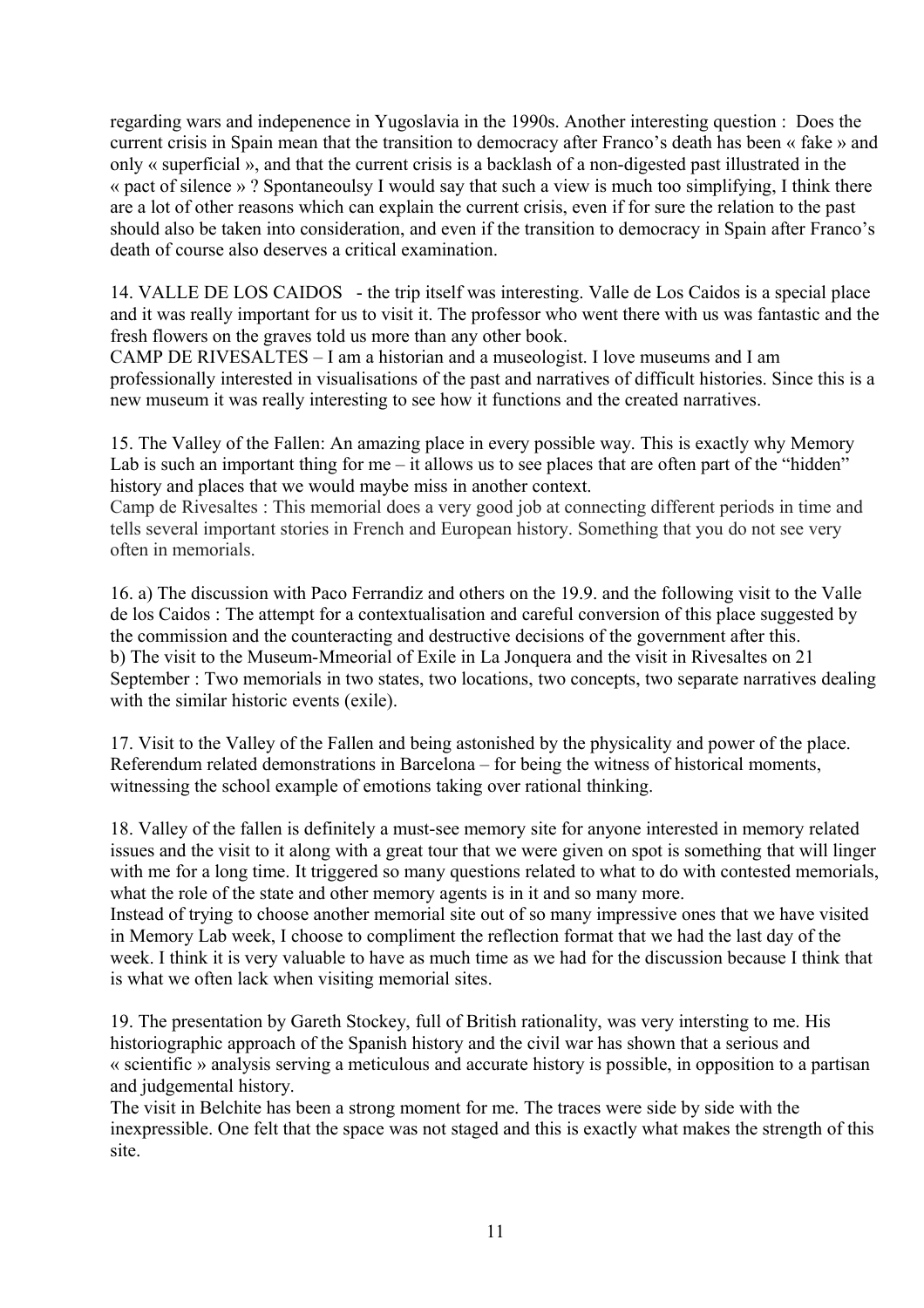regarding wars and indepenence in Yugoslavia in the 1990s. Another interesting question : Does the current crisis in Spain mean that the transition to democracy after Franco's death has been « fake » and only « superficial », and that the current crisis is a backlash of a non-digested past illustrated in the « pact of silence » ? Spontaneoulsy I would say that such a view is much too simplifying, I think there are a lot of other reasons which can explain the current crisis, even if for sure the relation to the past should also be taken into consideration, and even if the transition to democracy in Spain after Franco's death of course also deserves a critical examination.

14. VALLE DE LOS CAIDOS - the trip itself was interesting. Valle de Los Caidos is a special place and it was really important for us to visit it. The professor who went there with us was fantastic and the fresh flowers on the graves told us more than any other book.
CAMP DE RIVESALTES – I am a historian and a museologist. I love museums and I am professionally interested in visualisations of the past and narratives of difficult histories. Since this is a new museum it was really interesting to see how it functions and the created narratives.

15. The Valley of the Fallen: An amazing place in every possible way. This is exactly why Memory Lab is such an important thing for me – it allows us to see places that are often part of the "hidden" history and places that we would maybe miss in another context.
Camp de Rivesaltes : This memorial does a very good job at connecting different periods in time and tells several important stories in French and European history. Something that you do not see very often in memorials.

16. a) The discussion with Paco Ferrandiz and others on the 19.9. and the following visit to the Valle de los Caidos : The attempt for a contextualisation and careful conversion of this place suggested by the commission and the counteracting and destructive decisions of the government after this.
b) The visit to the Museum-Mmeorial of Exile in La Jonquera and the visit in Rivesaltes on 21 September : Two memorials in two states, two locations, two concepts, two separate narratives dealing with the similar historic events (exile).

17. Visit to the Valley of the Fallen and being astonished by the physicality and power of the place. Referendum related demonstrations in Barcelona – for being the witness of historical moments, witnessing the school example of emotions taking over rational thinking.

18. Valley of the fallen is definitely a must-see memory site for anyone interested in memory related issues and the visit to it along with a great tour that we were given on spot is something that will linger with me for a long time. It triggered so many questions related to what to do with contested memorials, what the role of the state and other memory agents is in it and so many more.
Instead of trying to choose another memorial site out of so many impressive ones that we have visited in Memory Lab week, I choose to compliment the reflection format that we had the last day of the week. I think it is very valuable to have as much time as we had for the discussion because I think that is what we often lack when visiting memorial sites.

19. The presentation by Gareth Stockey, full of British rationality, was very intersting to me. His historiographic approach of the Spanish history and the civil war has shown that a serious and « scientific » analysis serving a meticulous and accurate history is possible, in opposition to a partisan and judgemental history.
The visit in Belchite has been a strong moment for me. The traces were side by side with the inexpressible. One felt that the space was not staged and this is exactly what makes the strength of this site.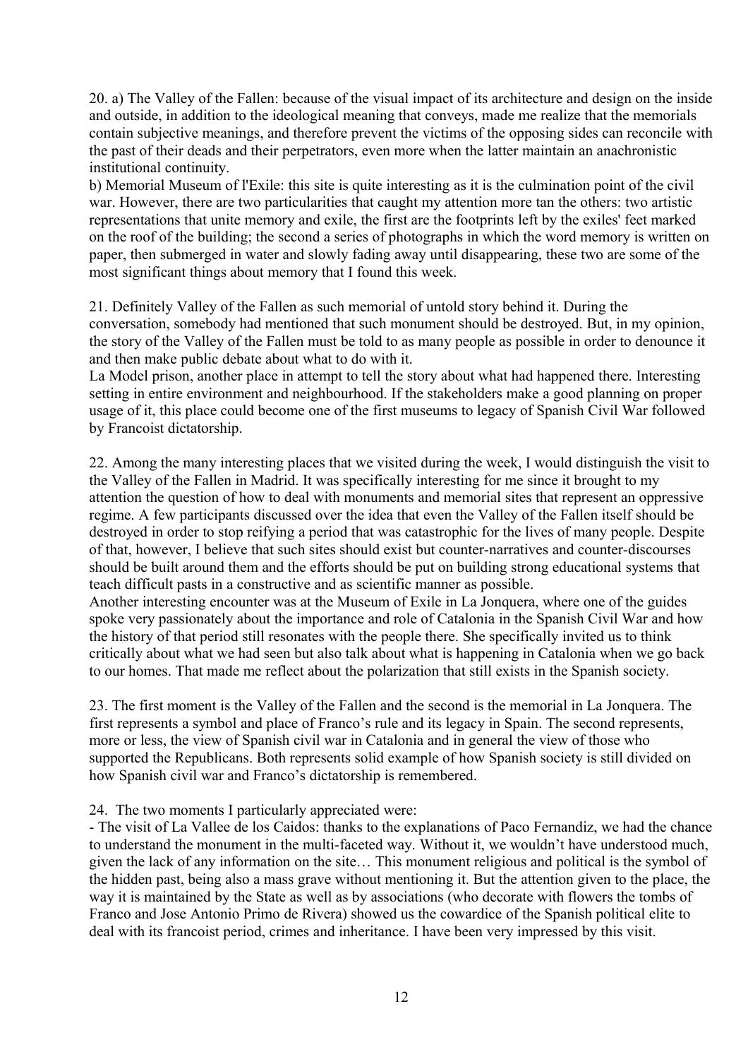20. a) The Valley of the Fallen: because of the visual impact of its architecture and design on the inside and outside, in addition to the ideological meaning that conveys, made me realize that the memorials contain subjective meanings, and therefore prevent the victims of the opposing sides can reconcile with the past of their deads and their perpetrators, even more when the latter maintain an anachronistic institutional continuity.

b) Memorial Museum of l'Exile: this site is quite interesting as it is the culmination point of the civil war. However, there are two particularities that caught my attention more tan the others: two artistic representations that unite memory and exile, the first are the footprints left by the exiles' feet marked on the roof of the building; the second a series of photographs in which the word memory is written on paper, then submerged in water and slowly fading away until disappearing, these two are some of the most significant things about memory that I found this week.

21. Definitely Valley of the Fallen as such memorial of untold story behind it. During the conversation, somebody had mentioned that such monument should be destroyed. But, in my opinion, the story of the Valley of the Fallen must be told to as many people as possible in order to denounce it and then make public debate about what to do with it.

La Model prison, another place in attempt to tell the story about what had happened there. Interesting setting in entire environment and neighbourhood. If the stakeholders make a good planning on proper usage of it, this place could become one of the first museums to legacy of Spanish Civil War followed by Francoist dictatorship.

22. Among the many interesting places that we visited during the week, I would distinguish the visit to the Valley of the Fallen in Madrid. It was specifically interesting for me since it brought to my attention the question of how to deal with monuments and memorial sites that represent an oppressive regime. A few participants discussed over the idea that even the Valley of the Fallen itself should be destroyed in order to stop reifying a period that was catastrophic for the lives of many people. Despite of that, however, I believe that such sites should exist but counter-narratives and counter-discourses should be built around them and the efforts should be put on building strong educational systems that teach difficult pasts in a constructive and as scientific manner as possible.

Another interesting encounter was at the Museum of Exile in La Jonquera, where one of the guides spoke very passionately about the importance and role of Catalonia in the Spanish Civil War and how the history of that period still resonates with the people there. She specifically invited us to think critically about what we had seen but also talk about what is happening in Catalonia when we go back to our homes. That made me reflect about the polarization that still exists in the Spanish society.

23. The first moment is the Valley of the Fallen and the second is the memorial in La Jonquera. The first represents a symbol and place of Franco's rule and its legacy in Spain. The second represents, more or less, the view of Spanish civil war in Catalonia and in general the view of those who supported the Republicans. Both represents solid example of how Spanish society is still divided on how Spanish civil war and Franco's dictatorship is remembered.

24. The two moments I particularly appreciated were:

- The visit of La Vallee de los Caidos: thanks to the explanations of Paco Fernandiz, we had the chance to understand the monument in the multi-faceted way. Without it, we wouldn't have understood much, given the lack of any information on the site… This monument religious and political is the symbol of the hidden past, being also a mass grave without mentioning it. But the attention given to the place, the way it is maintained by the State as well as by associations (who decorate with flowers the tombs of Franco and Jose Antonio Primo de Rivera) showed us the cowardice of the Spanish political elite to deal with its francoist period, crimes and inheritance. I have been very impressed by this visit.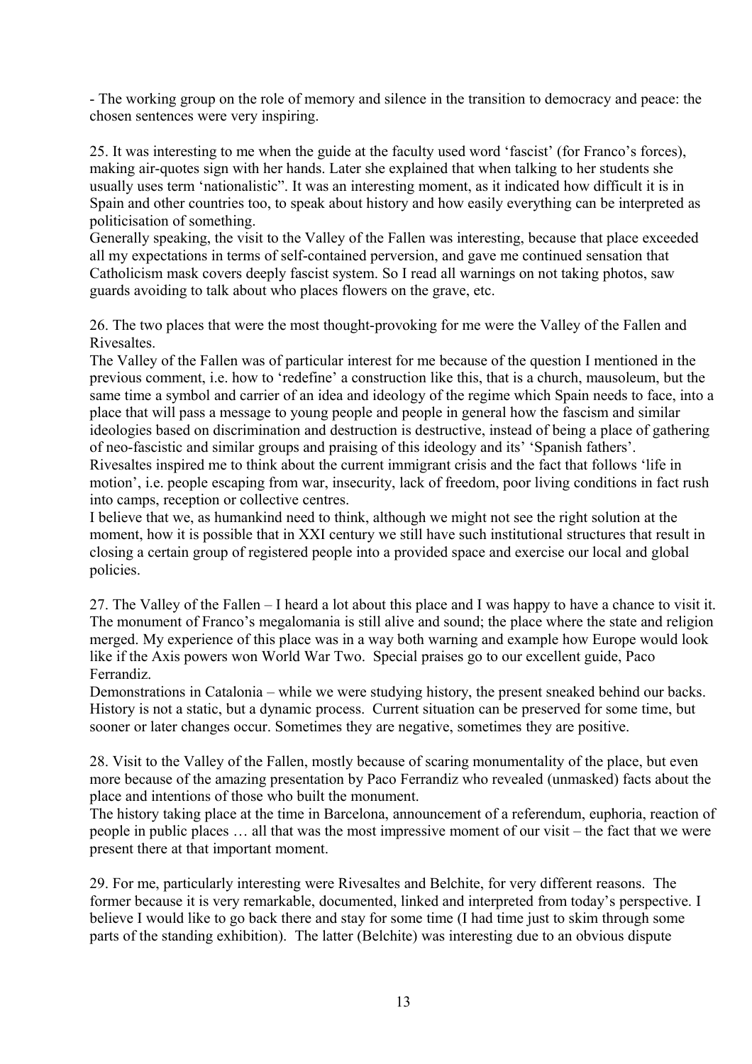- The working group on the role of memory and silence in the transition to democracy and peace: the chosen sentences were very inspiring.

25. It was interesting to me when the guide at the faculty used word 'fascist' (for Franco's forces), making air-quotes sign with her hands. Later she explained that when talking to her students she usually uses term 'nationalistic". It was an interesting moment, as it indicated how difficult it is in Spain and other countries too, to speak about history and how easily everything can be interpreted as politicisation of something.

Generally speaking, the visit to the Valley of the Fallen was interesting, because that place exceeded all my expectations in terms of self-contained perversion, and gave me continued sensation that Catholicism mask covers deeply fascist system. So I read all warnings on not taking photos, saw guards avoiding to talk about who places flowers on the grave, etc.

26. The two places that were the most thought-provoking for me were the Valley of the Fallen and Rivesaltes.

The Valley of the Fallen was of particular interest for me because of the question I mentioned in the previous comment, i.e. how to 'redefine' a construction like this, that is a church, mausoleum, but the same time a symbol and carrier of an idea and ideology of the regime which Spain needs to face, into a place that will pass a message to young people and people in general how the fascism and similar ideologies based on discrimination and destruction is destructive, instead of being a place of gathering of neo-fascistic and similar groups and praising of this ideology and its' 'Spanish fathers'.

Rivesaltes inspired me to think about the current immigrant crisis and the fact that follows 'life in motion', i.e. people escaping from war, insecurity, lack of freedom, poor living conditions in fact rush into camps, reception or collective centres.

I believe that we, as humankind need to think, although we might not see the right solution at the moment, how it is possible that in XXI century we still have such institutional structures that result in closing a certain group of registered people into a provided space and exercise our local and global policies.

27. The Valley of the Fallen – I heard a lot about this place and I was happy to have a chance to visit it. The monument of Franco's megalomania is still alive and sound; the place where the state and religion merged. My experience of this place was in a way both warning and example how Europe would look like if the Axis powers won World War Two. Special praises go to our excellent guide, Paco Ferrandiz.

Demonstrations in Catalonia – while we were studying history, the present sneaked behind our backs. History is not a static, but a dynamic process. Current situation can be preserved for some time, but sooner or later changes occur. Sometimes they are negative, sometimes they are positive.

28. Visit to the Valley of the Fallen, mostly because of scaring monumentality of the place, but even more because of the amazing presentation by Paco Ferrandiz who revealed (unmasked) facts about the place and intentions of those who built the monument.

The history taking place at the time in Barcelona, announcement of a referendum, euphoria, reaction of people in public places … all that was the most impressive moment of our visit – the fact that we were present there at that important moment.

29. For me, particularly interesting were Rivesaltes and Belchite, for very different reasons. The former because it is very remarkable, documented, linked and interpreted from today's perspective. I believe I would like to go back there and stay for some time (I had time just to skim through some parts of the standing exhibition). The latter (Belchite) was interesting due to an obvious dispute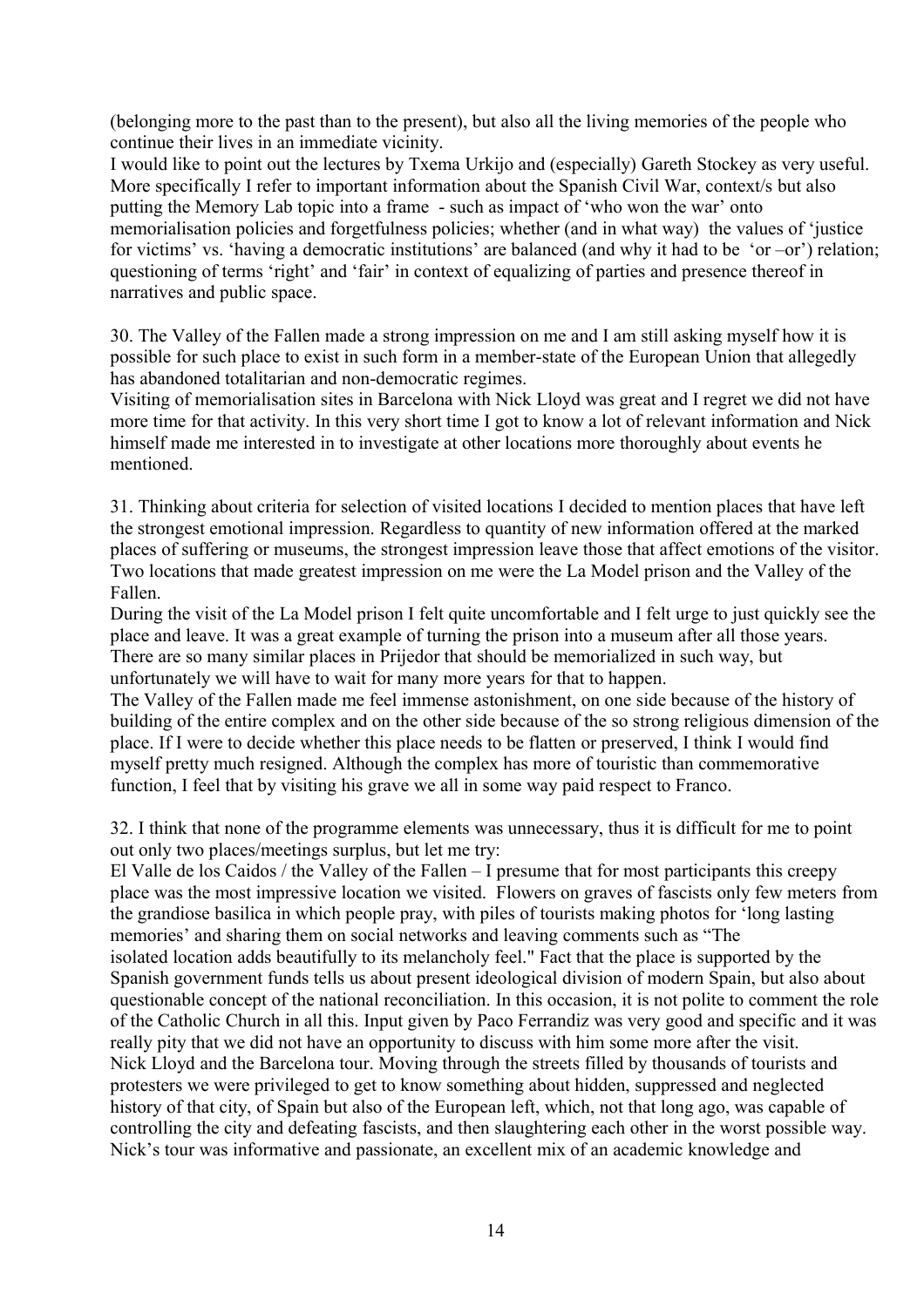(belonging more to the past than to the present), but also all the living memories of the people who continue their lives in an immediate vicinity.

I would like to point out the lectures by Txema Urkijo and (especially) Gareth Stockey as very useful. More specifically I refer to important information about the Spanish Civil War, context/s but also putting the Memory Lab topic into a frame - such as impact of 'who won the war' onto memorialisation policies and forgetfulness policies; whether (and in what way) the values of 'justice for victims' vs. 'having a democratic institutions' are balanced (and why it had to be 'or –or') relation; questioning of terms 'right' and 'fair' in context of equalizing of parties and presence thereof in narratives and public space.

30. The Valley of the Fallen made a strong impression on me and I am still asking myself how it is possible for such place to exist in such form in a member-state of the European Union that allegedly has abandoned totalitarian and non-democratic regimes.

Visiting of memorialisation sites in Barcelona with Nick Lloyd was great and I regret we did not have more time for that activity. In this very short time I got to know a lot of relevant information and Nick himself made me interested in to investigate at other locations more thoroughly about events he mentioned.

31. Thinking about criteria for selection of visited locations I decided to mention places that have left the strongest emotional impression. Regardless to quantity of new information offered at the marked places of suffering or museums, the strongest impression leave those that affect emotions of the visitor. Two locations that made greatest impression on me were the La Model prison and the Valley of the Fallen.

During the visit of the La Model prison I felt quite uncomfortable and I felt urge to just quickly see the place and leave. It was a great example of turning the prison into a museum after all those years. There are so many similar places in Prijedor that should be memorialized in such way, but unfortunately we will have to wait for many more years for that to happen.

The Valley of the Fallen made me feel immense astonishment, on one side because of the history of building of the entire complex and on the other side because of the so strong religious dimension of the place. If I were to decide whether this place needs to be flatten or preserved, I think I would find myself pretty much resigned. Although the complex has more of touristic than commemorative function, I feel that by visiting his grave we all in some way paid respect to Franco.

32. I think that none of the programme elements was unnecessary, thus it is difficult for me to point out only two places/meetings surplus, but let me try:

El Valle de los Caidos / the Valley of the Fallen – I presume that for most participants this creepy place was the most impressive location we visited. Flowers on graves of fascists only few meters from the grandiose basilica in which people pray, with piles of tourists making photos for 'long lasting memories' and sharing them on social networks and leaving comments such as "The isolated location adds beautifully to its melancholy feel." Fact that the place is supported by the Spanish government funds tells us about present ideological division of modern Spain, but also about questionable concept of the national reconciliation. In this occasion, it is not polite to comment the role of the Catholic Church in all this. Input given by Paco Ferrandiz was very good and specific and it was really pity that we did not have an opportunity to discuss with him some more after the visit.

Nick Lloyd and the Barcelona tour. Moving through the streets filled by thousands of tourists and protesters we were privileged to get to know something about hidden, suppressed and neglected history of that city, of Spain but also of the European left, which, not that long ago, was capable of controlling the city and defeating fascists, and then slaughtering each other in the worst possible way. Nick's tour was informative and passionate, an excellent mix of an academic knowledge and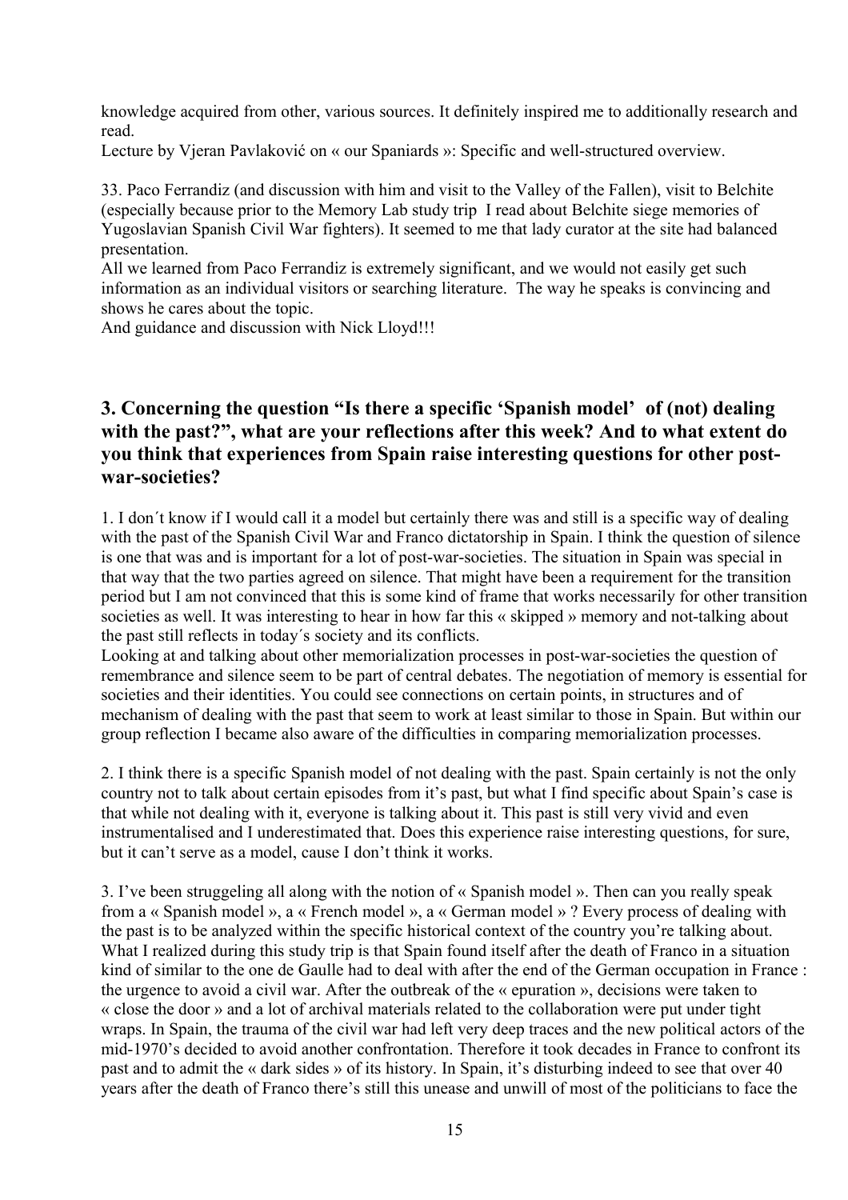knowledge acquired from other, various sources. It definitely inspired me to additionally research and read.
Lecture by Vjeran Pavlaković on « our Spaniards »: Specific and well-structured overview.

33. Paco Ferrandiz (and discussion with him and visit to the Valley of the Fallen), visit to Belchite (especially because prior to the Memory Lab study trip I read about Belchite siege memories of Yugoslavian Spanish Civil War fighters). It seemed to me that lady curator at the site had balanced presentation.
All we learned from Paco Ferrandiz is extremely significant, and we would not easily get such information as an individual visitors or searching literature. The way he speaks is convincing and shows he cares about the topic.
And guidance and discussion with Nick Lloyd!!!

## 3. Concerning the question "Is there a specific 'Spanish model' of (not) dealing with the past?", what are your reflections after this week? And to what extent do you think that experiences from Spain raise interesting questions for other post-war-societies?

1. I don´t know if I would call it a model but certainly there was and still is a specific way of dealing with the past of the Spanish Civil War and Franco dictatorship in Spain. I think the question of silence is one that was and is important for a lot of post-war-societies. The situation in Spain was special in that way that the two parties agreed on silence. That might have been a requirement for the transition period but I am not convinced that this is some kind of frame that works necessarily for other transition societies as well. It was interesting to hear in how far this « skipped » memory and not-talking about the past still reflects in today´s society and its conflicts.
Looking at and talking about other memorialization processes in post-war-societies the question of remembrance and silence seem to be part of central debates. The negotiation of memory is essential for societies and their identities. You could see connections on certain points, in structures and of mechanism of dealing with the past that seem to work at least similar to those in Spain. But within our group reflection I became also aware of the difficulties in comparing memorialization processes.

2. I think there is a specific Spanish model of not dealing with the past. Spain certainly is not the only country not to talk about certain episodes from it's past, but what I find specific about Spain's case is that while not dealing with it, everyone is talking about it. This past is still very vivid and even instrumentalised and I underestimated that. Does this experience raise interesting questions, for sure, but it can't serve as a model, cause I don't think it works.

3. I've been struggeling all along with the notion of « Spanish model ». Then can you really speak from a « Spanish model », a « French model », a « German model » ? Every process of dealing with the past is to be analyzed within the specific historical context of the country you're talking about. What I realized during this study trip is that Spain found itself after the death of Franco in a situation kind of similar to the one de Gaulle had to deal with after the end of the German occupation in France : the urgence to avoid a civil war. After the outbreak of the « epuration », decisions were taken to « close the door » and a lot of archival materials related to the collaboration were put under tight wraps. In Spain, the trauma of the civil war had left very deep traces and the new political actors of the mid-1970's decided to avoid another confrontation. Therefore it took decades in France to confront its past and to admit the « dark sides » of its history. In Spain, it's disturbing indeed to see that over 40 years after the death of Franco there's still this unease and unwill of most of the politicians to face the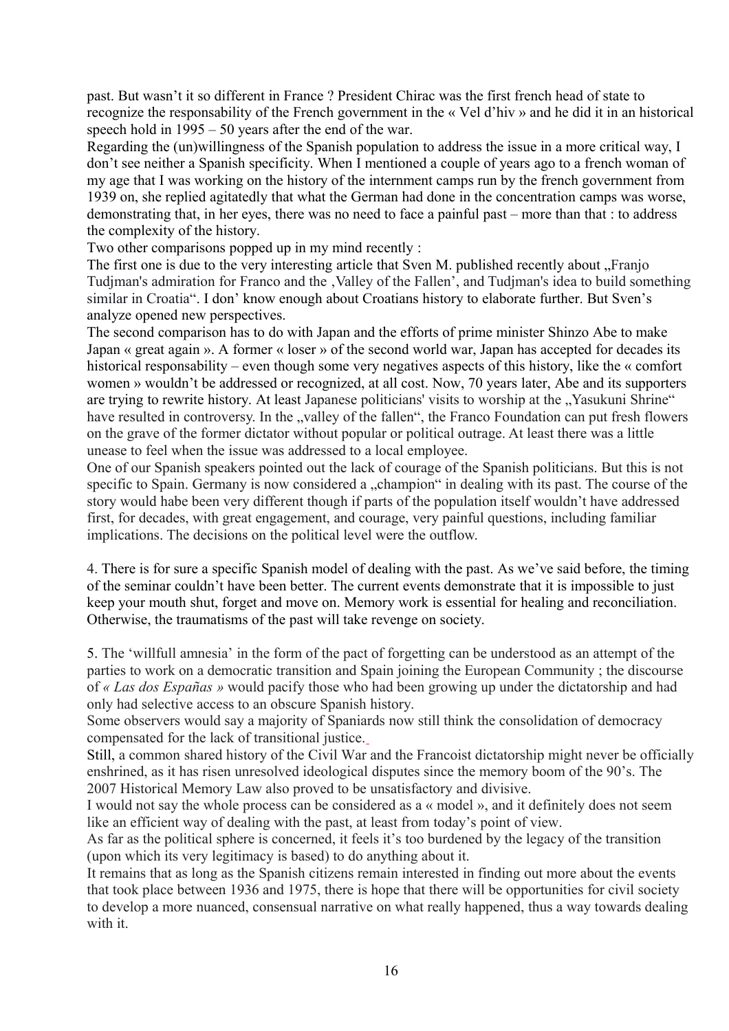past. But wasn't it so different in France ? President Chirac was the first french head of state to recognize the responsability of the French government in the « Vel d'hiv » and he did it in an historical speech hold in 1995 – 50 years after the end of the war.

Regarding the (un)willingness of the Spanish population to address the issue in a more critical way, I don't see neither a Spanish specificity. When I mentioned a couple of years ago to a french woman of my age that I was working on the history of the internment camps run by the french government from 1939 on, she replied agitatedly that what the German had done in the concentration camps was worse, demonstrating that, in her eyes, there was no need to face a painful past – more than that : to address the complexity of the history.

Two other comparisons popped up in my mind recently :

The first one is due to the very interesting article that Sven M. published recently about „Franjo Tudjman's admiration for Franco and the ‚Valley of the Fallen', and Tudjman's idea to build something similar in Croatia". I don' know enough about Croatians history to elaborate further. But Sven's analyze opened new perspectives.

The second comparison has to do with Japan and the efforts of prime minister Shinzo Abe to make Japan « great again ». A former « loser » of the second world war, Japan has accepted for decades its historical responsability – even though some very negatives aspects of this history, like the « comfort women » wouldn't be addressed or recognized, at all cost. Now, 70 years later, Abe and its supporters are trying to rewrite history. At least Japanese politicians' visits to worship at the „Yasukuni Shrine" have resulted in controversy. In the „valley of the fallen", the Franco Foundation can put fresh flowers on the grave of the former dictator without popular or political outrage. At least there was a little unease to feel when the issue was addressed to a local employee.

One of our Spanish speakers pointed out the lack of courage of the Spanish politicians. But this is not specific to Spain. Germany is now considered a „champion" in dealing with its past. The course of the story would habe been very different though if parts of the population itself wouldn't have addressed first, for decades, with great engagement, and courage, very painful questions, including familiar implications. The decisions on the political level were the outflow.

4. There is for sure a specific Spanish model of dealing with the past. As we've said before, the timing of the seminar couldn't have been better. The current events demonstrate that it is impossible to just keep your mouth shut, forget and move on. Memory work is essential for healing and reconciliation. Otherwise, the traumatisms of the past will take revenge on society.

5. The 'willfull amnesia' in the form of the pact of forgetting can be understood as an attempt of the parties to work on a democratic transition and Spain joining the European Community ; the discourse of *« Las dos Españas »* would pacify those who had been growing up under the dictatorship and had only had selective access to an obscure Spanish history.

Some observers would say a majority of Spaniards now still think the consolidation of democracy compensated for the lack of transitional justice.

Still, a common shared history of the Civil War and the Francoist dictatorship might never be officially enshrined, as it has risen unresolved ideological disputes since the memory boom of the 90's. The 2007 Historical Memory Law also proved to be unsatisfactory and divisive.

I would not say the whole process can be considered as a « model », and it definitely does not seem like an efficient way of dealing with the past, at least from today's point of view.

As far as the political sphere is concerned, it feels it's too burdened by the legacy of the transition (upon which its very legitimacy is based) to do anything about it.

It remains that as long as the Spanish citizens remain interested in finding out more about the events that took place between 1936 and 1975, there is hope that there will be opportunities for civil society to develop a more nuanced, consensual narrative on what really happened, thus a way towards dealing with it.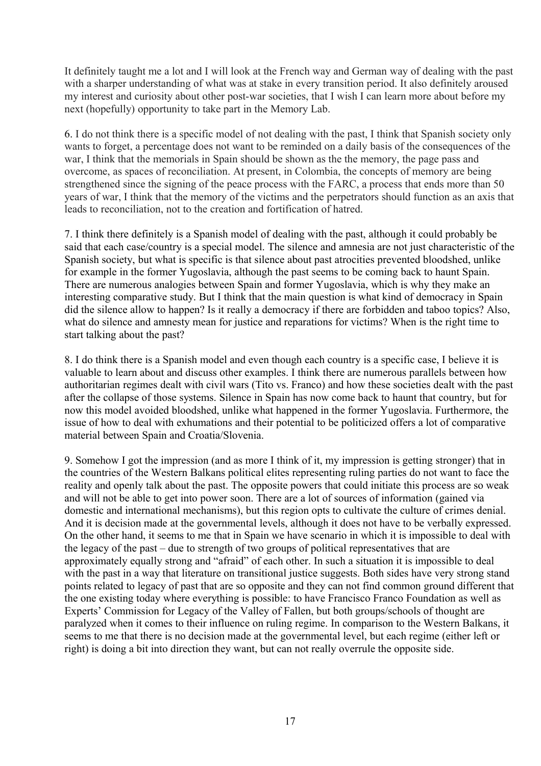It definitely taught me a lot and I will look at the French way and German way of dealing with the past with a sharper understanding of what was at stake in every transition period. It also definitely aroused my interest and curiosity about other post-war societies, that I wish I can learn more about before my next (hopefully) opportunity to take part in the Memory Lab.

6. I do not think there is a specific model of not dealing with the past, I think that Spanish society only wants to forget, a percentage does not want to be reminded on a daily basis of the consequences of the war, I think that the memorials in Spain should be shown as the the memory, the page pass and overcome, as spaces of reconciliation. At present, in Colombia, the concepts of memory are being strengthened since the signing of the peace process with the FARC, a process that ends more than 50 years of war, I think that the memory of the victims and the perpetrators should function as an axis that leads to reconciliation, not to the creation and fortification of hatred.

7. I think there definitely is a Spanish model of dealing with the past, although it could probably be said that each case/country is a special model. The silence and amnesia are not just characteristic of the Spanish society, but what is specific is that silence about past atrocities prevented bloodshed, unlike for example in the former Yugoslavia, although the past seems to be coming back to haunt Spain. There are numerous analogies between Spain and former Yugoslavia, which is why they make an interesting comparative study. But I think that the main question is what kind of democracy in Spain did the silence allow to happen? Is it really a democracy if there are forbidden and taboo topics? Also, what do silence and amnesty mean for justice and reparations for victims? When is the right time to start talking about the past?

8. I do think there is a Spanish model and even though each country is a specific case, I believe it is valuable to learn about and discuss other examples. I think there are numerous parallels between how authoritarian regimes dealt with civil wars (Tito vs. Franco) and how these societies dealt with the past after the collapse of those systems. Silence in Spain has now come back to haunt that country, but for now this model avoided bloodshed, unlike what happened in the former Yugoslavia. Furthermore, the issue of how to deal with exhumations and their potential to be politicized offers a lot of comparative material between Spain and Croatia/Slovenia.

9. Somehow I got the impression (and as more I think of it, my impression is getting stronger) that in the countries of the Western Balkans political elites representing ruling parties do not want to face the reality and openly talk about the past. The opposite powers that could initiate this process are so weak and will not be able to get into power soon. There are a lot of sources of information (gained via domestic and international mechanisms), but this region opts to cultivate the culture of crimes denial. And it is decision made at the governmental levels, although it does not have to be verbally expressed. On the other hand, it seems to me that in Spain we have scenario in which it is impossible to deal with the legacy of the past – due to strength of two groups of political representatives that are approximately equally strong and "afraid" of each other. In such a situation it is impossible to deal with the past in a way that literature on transitional justice suggests. Both sides have very strong stand points related to legacy of past that are so opposite and they can not find common ground different that the one existing today where everything is possible: to have Francisco Franco Foundation as well as Experts' Commission for Legacy of the Valley of Fallen, but both groups/schools of thought are paralyzed when it comes to their influence on ruling regime. In comparison to the Western Balkans, it seems to me that there is no decision made at the governmental level, but each regime (either left or right) is doing a bit into direction they want, but can not really overrule the opposite side.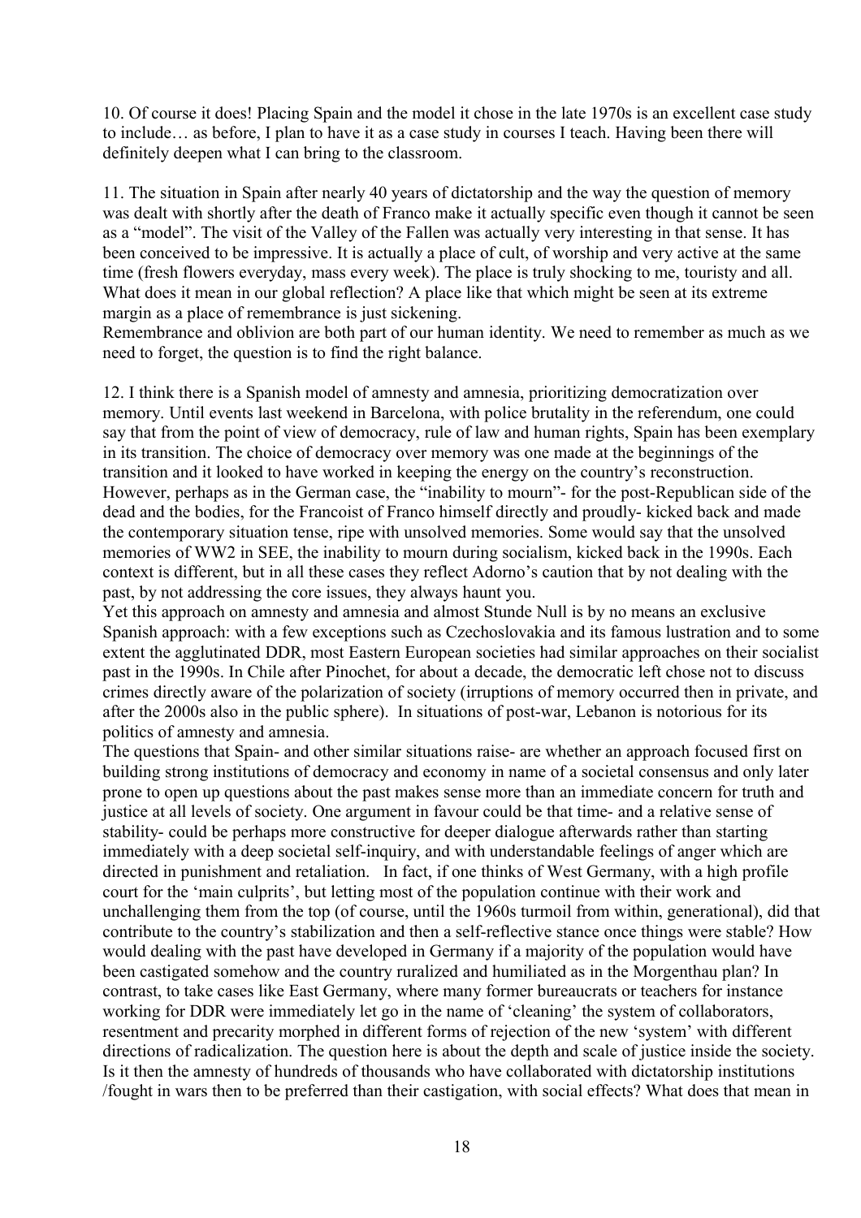10. Of course it does! Placing Spain and the model it chose in the late 1970s is an excellent case study to include… as before, I plan to have it as a case study in courses I teach. Having been there will definitely deepen what I can bring to the classroom.

11. The situation in Spain after nearly 40 years of dictatorship and the way the question of memory was dealt with shortly after the death of Franco make it actually specific even though it cannot be seen as a "model". The visit of the Valley of the Fallen was actually very interesting in that sense. It has been conceived to be impressive. It is actually a place of cult, of worship and very active at the same time (fresh flowers everyday, mass every week). The place is truly shocking to me, touristy and all. What does it mean in our global reflection? A place like that which might be seen at its extreme margin as a place of remembrance is just sickening.

Remembrance and oblivion are both part of our human identity. We need to remember as much as we need to forget, the question is to find the right balance.

12. I think there is a Spanish model of amnesty and amnesia, prioritizing democratization over memory. Until events last weekend in Barcelona, with police brutality in the referendum, one could say that from the point of view of democracy, rule of law and human rights, Spain has been exemplary in its transition. The choice of democracy over memory was one made at the beginnings of the transition and it looked to have worked in keeping the energy on the country's reconstruction. However, perhaps as in the German case, the "inability to mourn"- for the post-Republican side of the dead and the bodies, for the Francoist of Franco himself directly and proudly- kicked back and made the contemporary situation tense, ripe with unsolved memories. Some would say that the unsolved memories of WW2 in SEE, the inability to mourn during socialism, kicked back in the 1990s. Each context is different, but in all these cases they reflect Adorno's caution that by not dealing with the past, by not addressing the core issues, they always haunt you.

Yet this approach on amnesty and amnesia and almost Stunde Null is by no means an exclusive Spanish approach: with a few exceptions such as Czechoslovakia and its famous lustration and to some extent the agglutinated DDR, most Eastern European societies had similar approaches on their socialist past in the 1990s. In Chile after Pinochet, for about a decade, the democratic left chose not to discuss crimes directly aware of the polarization of society (irruptions of memory occurred then in private, and after the 2000s also in the public sphere). In situations of post-war, Lebanon is notorious for its politics of amnesty and amnesia.

The questions that Spain- and other similar situations raise- are whether an approach focused first on building strong institutions of democracy and economy in name of a societal consensus and only later prone to open up questions about the past makes sense more than an immediate concern for truth and justice at all levels of society. One argument in favour could be that time- and a relative sense of stability- could be perhaps more constructive for deeper dialogue afterwards rather than starting immediately with a deep societal self-inquiry, and with understandable feelings of anger which are directed in punishment and retaliation. In fact, if one thinks of West Germany, with a high profile court for the 'main culprits', but letting most of the population continue with their work and unchallenging them from the top (of course, until the 1960s turmoil from within, generational), did that contribute to the country's stabilization and then a self-reflective stance once things were stable? How would dealing with the past have developed in Germany if a majority of the population would have been castigated somehow and the country ruralized and humiliated as in the Morgenthau plan? In contrast, to take cases like East Germany, where many former bureaucrats or teachers for instance working for DDR were immediately let go in the name of 'cleaning' the system of collaborators, resentment and precarity morphed in different forms of rejection of the new 'system' with different directions of radicalization. The question here is about the depth and scale of justice inside the society. Is it then the amnesty of hundreds of thousands who have collaborated with dictatorship institutions /fought in wars then to be preferred than their castigation, with social effects? What does that mean in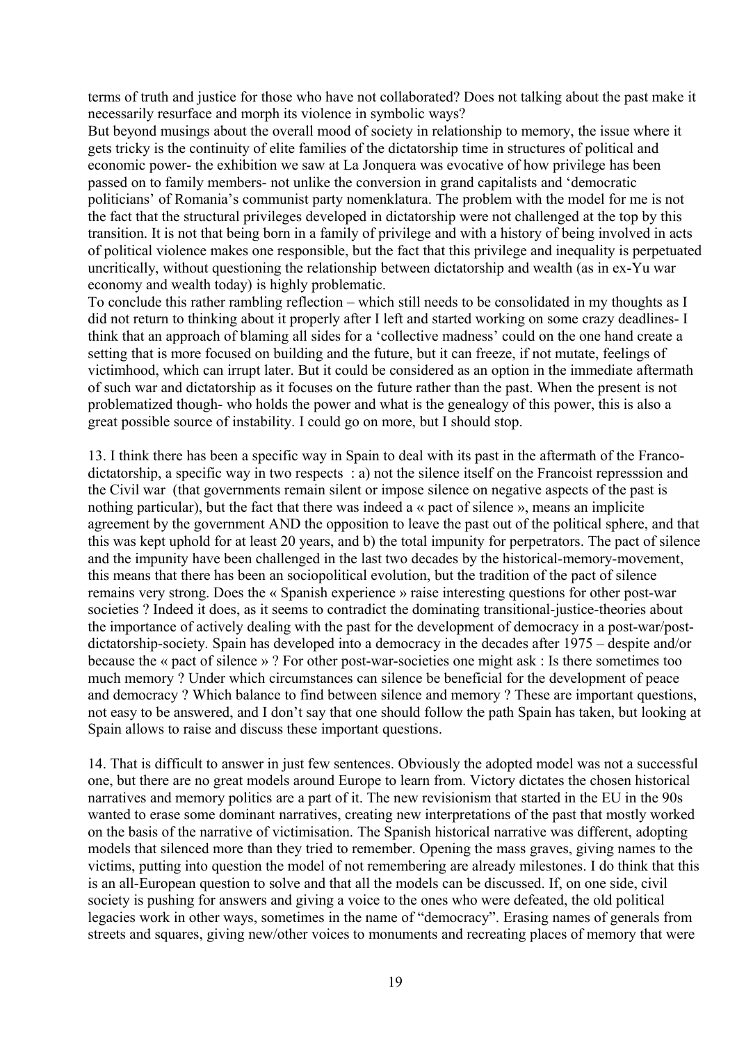terms of truth and justice for those who have not collaborated? Does not talking about the past make it necessarily resurface and morph its violence in symbolic ways?
But beyond musings about the overall mood of society in relationship to memory, the issue where it gets tricky is the continuity of elite families of the dictatorship time in structures of political and economic power- the exhibition we saw at La Jonquera was evocative of how privilege has been passed on to family members- not unlike the conversion in grand capitalists and 'democratic politicians' of Romania's communist party nomenklatura. The problem with the model for me is not the fact that the structural privileges developed in dictatorship were not challenged at the top by this transition. It is not that being born in a family of privilege and with a history of being involved in acts of political violence makes one responsible, but the fact that this privilege and inequality is perpetuated uncritically, without questioning the relationship between dictatorship and wealth (as in ex-Yu war economy and wealth today) is highly problematic.
To conclude this rather rambling reflection – which still needs to be consolidated in my thoughts as I did not return to thinking about it properly after I left and started working on some crazy deadlines- I think that an approach of blaming all sides for a 'collective madness' could on the one hand create a setting that is more focused on building and the future, but it can freeze, if not mutate, feelings of victimhood, which can irrupt later. But it could be considered as an option in the immediate aftermath of such war and dictatorship as it focuses on the future rather than the past. When the present is not problematized though- who holds the power and what is the genealogy of this power, this is also a great possible source of instability. I could go on more, but I should stop.

13. I think there has been a specific way in Spain to deal with its past in the aftermath of the Franco-dictatorship, a specific way in two respects : a) not the silence itself on the Francoist represssion and the Civil war (that governments remain silent or impose silence on negative aspects of the past is nothing particular), but the fact that there was indeed a « pact of silence », means an implicite agreement by the government AND the opposition to leave the past out of the political sphere, and that this was kept uphold for at least 20 years, and b) the total impunity for perpetrators. The pact of silence and the impunity have been challenged in the last two decades by the historical-memory-movement, this means that there has been an sociopolitical evolution, but the tradition of the pact of silence remains very strong. Does the « Spanish experience » raise interesting questions for other post-war societies ? Indeed it does, as it seems to contradict the dominating transitional-justice-theories about the importance of actively dealing with the past for the development of democracy in a post-war/post-dictatorship-society. Spain has developed into a democracy in the decades after 1975 – despite and/or because the « pact of silence » ? For other post-war-societies one might ask : Is there sometimes too much memory ? Under which circumstances can silence be beneficial for the development of peace and democracy ? Which balance to find between silence and memory ? These are important questions, not easy to be answered, and I don't say that one should follow the path Spain has taken, but looking at Spain allows to raise and discuss these important questions.

14. That is difficult to answer in just few sentences. Obviously the adopted model was not a successful one, but there are no great models around Europe to learn from. Victory dictates the chosen historical narratives and memory politics are a part of it. The new revisionism that started in the EU in the 90s wanted to erase some dominant narratives, creating new interpretations of the past that mostly worked on the basis of the narrative of victimisation. The Spanish historical narrative was different, adopting models that silenced more than they tried to remember. Opening the mass graves, giving names to the victims, putting into question the model of not remembering are already milestones. I do think that this is an all-European question to solve and that all the models can be discussed. If, on one side, civil society is pushing for answers and giving a voice to the ones who were defeated, the old political legacies work in other ways, sometimes in the name of "democracy". Erasing names of generals from streets and squares, giving new/other voices to monuments and recreating places of memory that were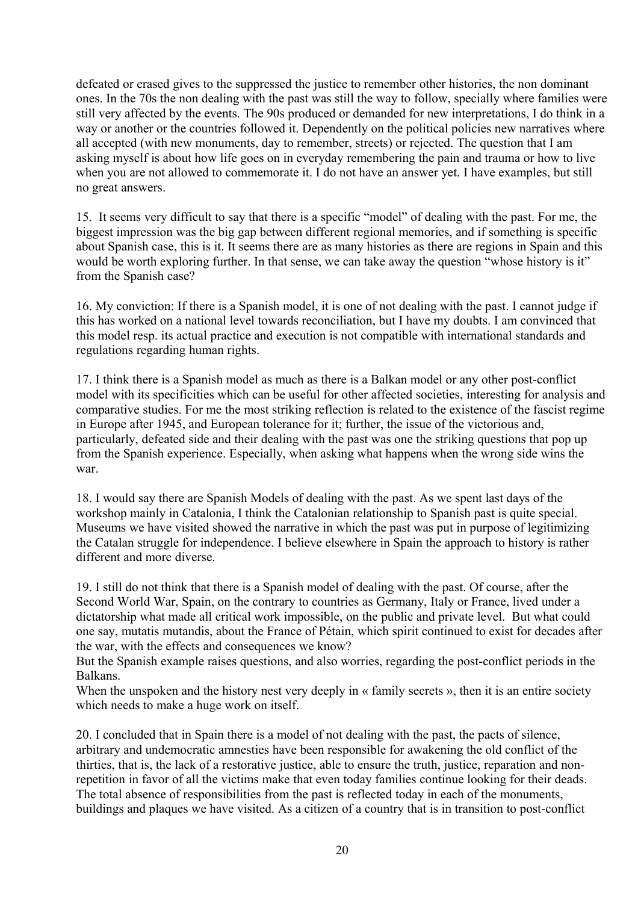defeated or erased gives to the suppressed the justice to remember other histories, the non dominant ones. In the 70s the non dealing with the past was still the way to follow, specially where families were still very affected by the events. The 90s produced or demanded for new interpretations, I do think in a way or another or the countries followed it. Dependently on the political policies new narratives where all accepted (with new monuments, day to remember, streets) or rejected. The question that I am asking myself is about how life goes on in everyday remembering the pain and trauma or how to live when you are not allowed to commemorate it. I do not have an answer yet. I have examples, but still no great answers.

15. It seems very difficult to say that there is a specific “model” of dealing with the past. For me, the biggest impression was the big gap between different regional memories, and if something is specific about Spanish case, this is it. It seems there are as many histories as there are regions in Spain and this would be worth exploring further. In that sense, we can take away the question “whose history is it” from the Spanish case?

16. My conviction: If there is a Spanish model, it is one of not dealing with the past. I cannot judge if this has worked on a national level towards reconciliation, but I have my doubts. I am convinced that this model resp. its actual practice and execution is not compatible with international standards and regulations regarding human rights.

17. I think there is a Spanish model as much as there is a Balkan model or any other post-conflict model with its specificities which can be useful for other affected societies, interesting for analysis and comparative studies. For me the most striking reflection is related to the existence of the fascist regime in Europe after 1945, and European tolerance for it; further, the issue of the victorious and, particularly, defeated side and their dealing with the past was one the striking questions that pop up from the Spanish experience. Especially, when asking what happens when the wrong side wins the war.

18. I would say there are Spanish Models of dealing with the past. As we spent last days of the workshop mainly in Catalonia, I think the Catalonian relationship to Spanish past is quite special. Museums we have visited showed the narrative in which the past was put in purpose of legitimizing the Catalan struggle for independence. I believe elsewhere in Spain the approach to history is rather different and more diverse.

19. I still do not think that there is a Spanish model of dealing with the past. Of course, after the Second World War, Spain, on the contrary to countries as Germany, Italy or France, lived under a dictatorship what made all critical work impossible, on the public and private level. But what could one say, mutatis mutandis, about the France of Pétain, which spirit continued to exist for decades after the war, with the effects and consequences we know?

But the Spanish example raises questions, and also worries, regarding the post-conflict periods in the Balkans.

When the unspoken and the history nest very deeply in « family secrets », then it is an entire society which needs to make a huge work on itself.

20. I concluded that in Spain there is a model of not dealing with the past, the pacts of silence, arbitrary and undemocratic amnesties have been responsible for awakening the old conflict of the thirties, that is, the lack of a restorative justice, able to ensure the truth, justice, reparation and non-repetition in favor of all the victims make that even today families continue looking for their deads. The total absence of responsibilities from the past is reflected today in each of the monuments, buildings and plaques we have visited. As a citizen of a country that is in transition to post-conflict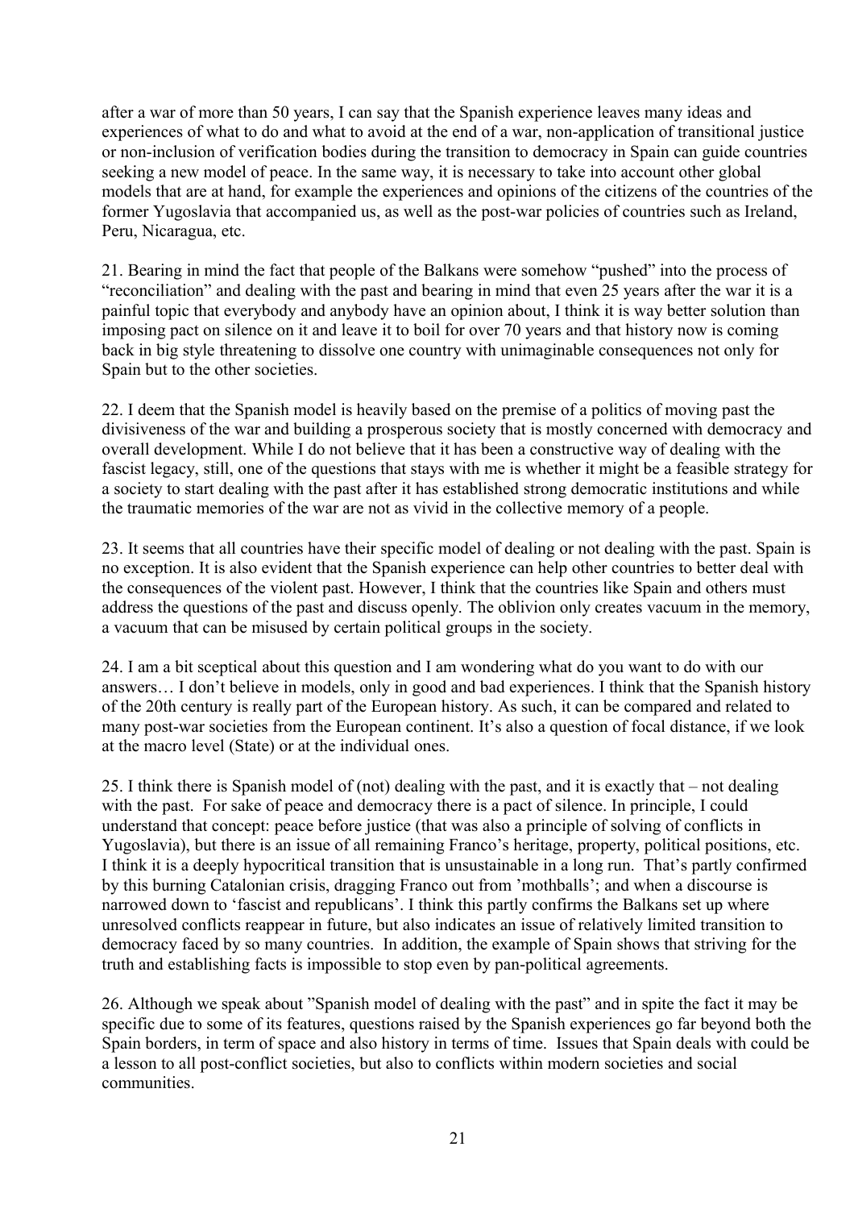after a war of more than 50 years, I can say that the Spanish experience leaves many ideas and experiences of what to do and what to avoid at the end of a war, non-application of transitional justice or non-inclusion of verification bodies during the transition to democracy in Spain can guide countries seeking a new model of peace. In the same way, it is necessary to take into account other global models that are at hand, for example the experiences and opinions of the citizens of the countries of the former Yugoslavia that accompanied us, as well as the post-war policies of countries such as Ireland, Peru, Nicaragua, etc.

21. Bearing in mind the fact that people of the Balkans were somehow "pushed" into the process of "reconciliation" and dealing with the past and bearing in mind that even 25 years after the war it is a painful topic that everybody and anybody have an opinion about, I think it is way better solution than imposing pact on silence on it and leave it to boil for over 70 years and that history now is coming back in big style threatening to dissolve one country with unimaginable consequences not only for Spain but to the other societies.

22. I deem that the Spanish model is heavily based on the premise of a politics of moving past the divisiveness of the war and building a prosperous society that is mostly concerned with democracy and overall development. While I do not believe that it has been a constructive way of dealing with the fascist legacy, still, one of the questions that stays with me is whether it might be a feasible strategy for a society to start dealing with the past after it has established strong democratic institutions and while the traumatic memories of the war are not as vivid in the collective memory of a people.

23. It seems that all countries have their specific model of dealing or not dealing with the past. Spain is no exception. It is also evident that the Spanish experience can help other countries to better deal with the consequences of the violent past. However, I think that the countries like Spain and others must address the questions of the past and discuss openly. The oblivion only creates vacuum in the memory, a vacuum that can be misused by certain political groups in the society.

24. I am a bit sceptical about this question and I am wondering what do you want to do with our answers… I don't believe in models, only in good and bad experiences. I think that the Spanish history of the 20th century is really part of the European history. As such, it can be compared and related to many post-war societies from the European continent. It's also a question of focal distance, if we look at the macro level (State) or at the individual ones.

25. I think there is Spanish model of (not) dealing with the past, and it is exactly that – not dealing with the past. For sake of peace and democracy there is a pact of silence. In principle, I could understand that concept: peace before justice (that was also a principle of solving of conflicts in Yugoslavia), but there is an issue of all remaining Franco's heritage, property, political positions, etc. I think it is a deeply hypocritical transition that is unsustainable in a long run. That's partly confirmed by this burning Catalonian crisis, dragging Franco out from 'mothballs'; and when a discourse is narrowed down to 'fascist and republicans'. I think this partly confirms the Balkans set up where unresolved conflicts reappear in future, but also indicates an issue of relatively limited transition to democracy faced by so many countries. In addition, the example of Spain shows that striving for the truth and establishing facts is impossible to stop even by pan-political agreements.

26. Although we speak about "Spanish model of dealing with the past" and in spite the fact it may be specific due to some of its features, questions raised by the Spanish experiences go far beyond both the Spain borders, in term of space and also history in terms of time. Issues that Spain deals with could be a lesson to all post-conflict societies, but also to conflicts within modern societies and social communities.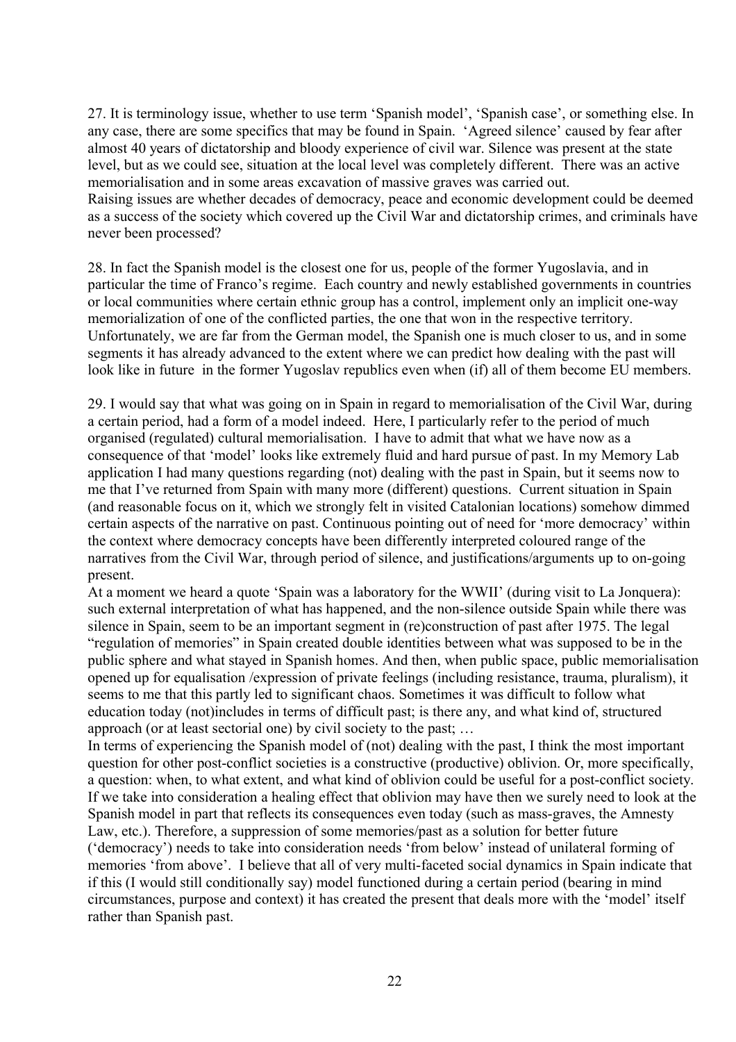27. It is terminology issue, whether to use term 'Spanish model', 'Spanish case', or something else. In any case, there are some specifics that may be found in Spain. 'Agreed silence' caused by fear after almost 40 years of dictatorship and bloody experience of civil war. Silence was present at the state level, but as we could see, situation at the local level was completely different. There was an active memorialisation and in some areas excavation of massive graves was carried out.
Raising issues are whether decades of democracy, peace and economic development could be deemed as a success of the society which covered up the Civil War and dictatorship crimes, and criminals have never been processed?

28. In fact the Spanish model is the closest one for us, people of the former Yugoslavia, and in particular the time of Franco's regime. Each country and newly established governments in countries or local communities where certain ethnic group has a control, implement only an implicit one-way memorialization of one of the conflicted parties, the one that won in the respective territory. Unfortunately, we are far from the German model, the Spanish one is much closer to us, and in some segments it has already advanced to the extent where we can predict how dealing with the past will look like in future in the former Yugoslav republics even when (if) all of them become EU members.

29. I would say that what was going on in Spain in regard to memorialisation of the Civil War, during a certain period, had a form of a model indeed. Here, I particularly refer to the period of much organised (regulated) cultural memorialisation. I have to admit that what we have now as a consequence of that 'model' looks like extremely fluid and hard pursue of past. In my Memory Lab application I had many questions regarding (not) dealing with the past in Spain, but it seems now to me that I've returned from Spain with many more (different) questions. Current situation in Spain (and reasonable focus on it, which we strongly felt in visited Catalonian locations) somehow dimmed certain aspects of the narrative on past. Continuous pointing out of need for 'more democracy' within the context where democracy concepts have been differently interpreted coloured range of the narratives from the Civil War, through period of silence, and justifications/arguments up to on-going present.
At a moment we heard a quote 'Spain was a laboratory for the WWII' (during visit to La Jonquera): such external interpretation of what has happened, and the non-silence outside Spain while there was silence in Spain, seem to be an important segment in (re)construction of past after 1975. The legal "regulation of memories" in Spain created double identities between what was supposed to be in the public sphere and what stayed in Spanish homes. And then, when public space, public memorialisation opened up for equalisation /expression of private feelings (including resistance, trauma, pluralism), it seems to me that this partly led to significant chaos. Sometimes it was difficult to follow what education today (not)includes in terms of difficult past; is there any, and what kind of, structured approach (or at least sectorial one) by civil society to the past; …
In terms of experiencing the Spanish model of (not) dealing with the past, I think the most important question for other post-conflict societies is a constructive (productive) oblivion. Or, more specifically, a question: when, to what extent, and what kind of oblivion could be useful for a post-conflict society. If we take into consideration a healing effect that oblivion may have then we surely need to look at the Spanish model in part that reflects its consequences even today (such as mass-graves, the Amnesty Law, etc.). Therefore, a suppression of some memories/past as a solution for better future ('democracy') needs to take into consideration needs 'from below' instead of unilateral forming of memories 'from above'. I believe that all of very multi-faceted social dynamics in Spain indicate that if this (I would still conditionally say) model functioned during a certain period (bearing in mind circumstances, purpose and context) it has created the present that deals more with the 'model' itself rather than Spanish past.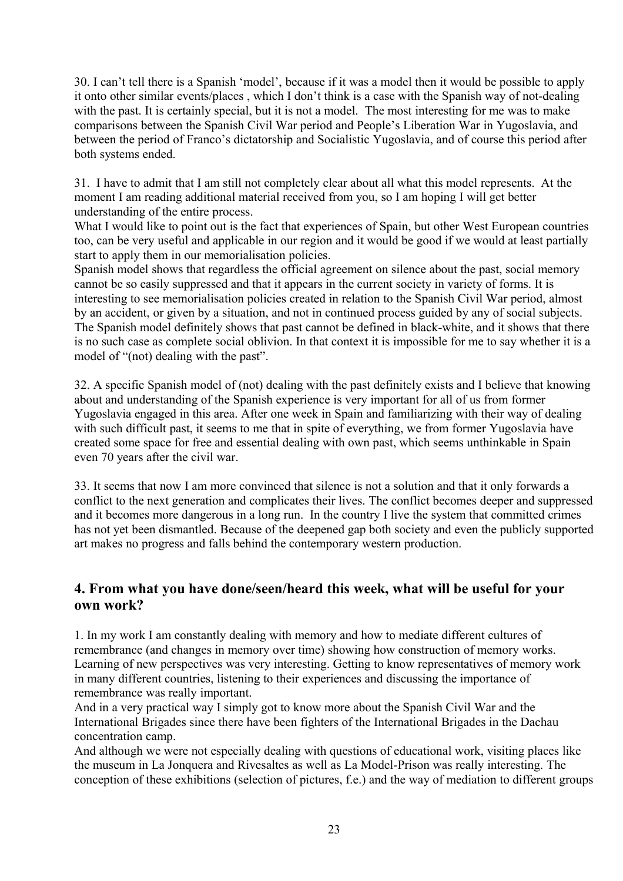30. I can't tell there is a Spanish 'model', because if it was a model then it would be possible to apply it onto other similar events/places , which I don't think is a case with the Spanish way of not-dealing with the past. It is certainly special, but it is not a model. The most interesting for me was to make comparisons between the Spanish Civil War period and People's Liberation War in Yugoslavia, and between the period of Franco's dictatorship and Socialistic Yugoslavia, and of course this period after both systems ended.

31. I have to admit that I am still not completely clear about all what this model represents. At the moment I am reading additional material received from you, so I am hoping I will get better understanding of the entire process.
What I would like to point out is the fact that experiences of Spain, but other West European countries too, can be very useful and applicable in our region and it would be good if we would at least partially start to apply them in our memorialisation policies.
Spanish model shows that regardless the official agreement on silence about the past, social memory cannot be so easily suppressed and that it appears in the current society in variety of forms. It is interesting to see memorialisation policies created in relation to the Spanish Civil War period, almost by an accident, or given by a situation, and not in continued process guided by any of social subjects. The Spanish model definitely shows that past cannot be defined in black-white, and it shows that there is no such case as complete social oblivion. In that context it is impossible for me to say whether it is a model of "(not) dealing with the past".

32. A specific Spanish model of (not) dealing with the past definitely exists and I believe that knowing about and understanding of the Spanish experience is very important for all of us from former Yugoslavia engaged in this area. After one week in Spain and familiarizing with their way of dealing with such difficult past, it seems to me that in spite of everything, we from former Yugoslavia have created some space for free and essential dealing with own past, which seems unthinkable in Spain even 70 years after the civil war.

33. It seems that now I am more convinced that silence is not a solution and that it only forwards a conflict to the next generation and complicates their lives. The conflict becomes deeper and suppressed and it becomes more dangerous in a long run. In the country I live the system that committed crimes has not yet been dismantled. Because of the deepened gap both society and even the publicly supported art makes no progress and falls behind the contemporary western production.

## 4. From what you have done/seen/heard this week, what will be useful for your own work?

1. In my work I am constantly dealing with memory and how to mediate different cultures of remembrance (and changes in memory over time) showing how construction of memory works. Learning of new perspectives was very interesting. Getting to know representatives of memory work in many different countries, listening to their experiences and discussing the importance of remembrance was really important.
And in a very practical way I simply got to know more about the Spanish Civil War and the International Brigades since there have been fighters of the International Brigades in the Dachau concentration camp.
And although we were not especially dealing with questions of educational work, visiting places like the museum in La Jonquera and Rivesaltes as well as La Model-Prison was really interesting. The conception of these exhibitions (selection of pictures, f.e.) and the way of mediation to different groups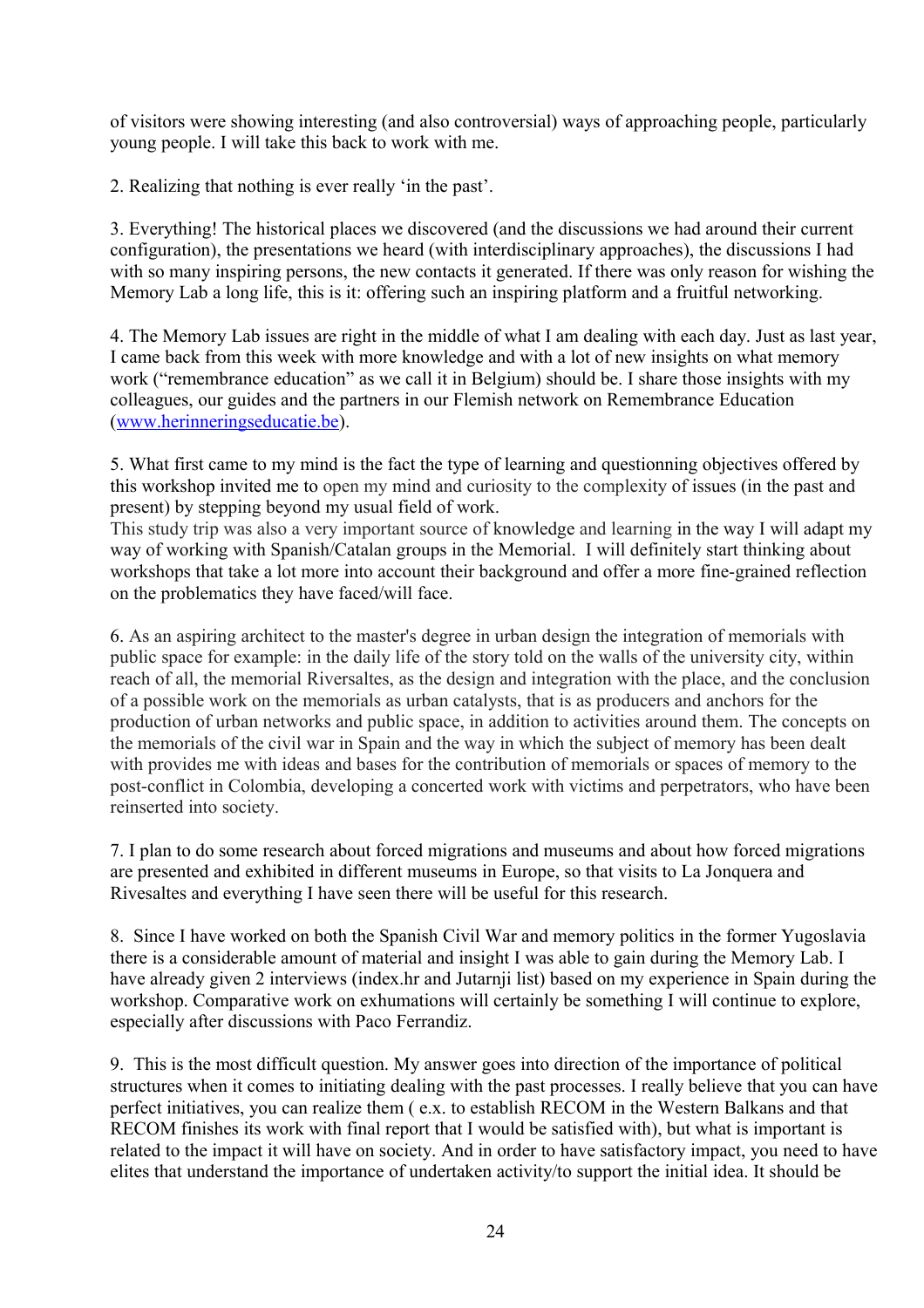of visitors were showing interesting (and also controversial) ways of approaching people, particularly young people. I will take this back to work with me.

2. Realizing that nothing is ever really 'in the past'.

3. Everything! The historical places we discovered (and the discussions we had around their current configuration), the presentations we heard (with interdisciplinary approaches), the discussions I had with so many inspiring persons, the new contacts it generated. If there was only reason for wishing the Memory Lab a long life, this is it: offering such an inspiring platform and a fruitful networking.

4. The Memory Lab issues are right in the middle of what I am dealing with each day. Just as last year, I came back from this week with more knowledge and with a lot of new insights on what memory work ("remembrance education" as we call it in Belgium) should be. I share those insights with my colleagues, our guides and the partners in our Flemish network on Remembrance Education (www.herinneringseducatie.be).

5. What first came to my mind is the fact the type of learning and questionning objectives offered by this workshop invited me to open my mind and curiosity to the complexity of issues (in the past and present) by stepping beyond my usual field of work.
This study trip was also a very important source of knowledge and learning in the way I will adapt my way of working with Spanish/Catalan groups in the Memorial. I will definitely start thinking about workshops that take a lot more into account their background and offer a more fine-grained reflection on the problematics they have faced/will face.

6. As an aspiring architect to the master's degree in urban design the integration of memorials with public space for example: in the daily life of the story told on the walls of the university city, within reach of all, the memorial Riversaltes, as the design and integration with the place, and the conclusion of a possible work on the memorials as urban catalysts, that is as producers and anchors for the production of urban networks and public space, in addition to activities around them. The concepts on the memorials of the civil war in Spain and the way in which the subject of memory has been dealt with provides me with ideas and bases for the contribution of memorials or spaces of memory to the post-conflict in Colombia, developing a concerted work with victims and perpetrators, who have been reinserted into society.

7. I plan to do some research about forced migrations and museums and about how forced migrations are presented and exhibited in different museums in Europe, so that visits to La Jonquera and Rivesaltes and everything I have seen there will be useful for this research.

8. Since I have worked on both the Spanish Civil War and memory politics in the former Yugoslavia there is a considerable amount of material and insight I was able to gain during the Memory Lab. I have already given 2 interviews (index.hr and Jutarnji list) based on my experience in Spain during the workshop. Comparative work on exhumations will certainly be something I will continue to explore, especially after discussions with Paco Ferrandiz.

9. This is the most difficult question. My answer goes into direction of the importance of political structures when it comes to initiating dealing with the past processes. I really believe that you can have perfect initiatives, you can realize them ( e.x. to establish RECOM in the Western Balkans and that RECOM finishes its work with final report that I would be satisfied with), but what is important is related to the impact it will have on society. And in order to have satisfactory impact, you need to have elites that understand the importance of undertaken activity/to support the initial idea. It should be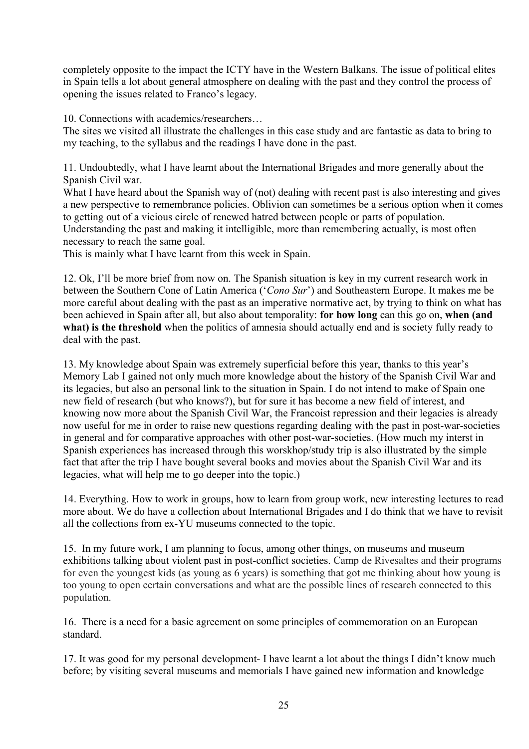completely opposite to the impact the ICTY have in the Western Balkans. The issue of political elites in Spain tells a lot about general atmosphere on dealing with the past and they control the process of opening the issues related to Franco's legacy.

10. Connections with academics/researchers…
The sites we visited all illustrate the challenges in this case study and are fantastic as data to bring to my teaching, to the syllabus and the readings I have done in the past.

11. Undoubtedly, what I have learnt about the International Brigades and more generally about the Spanish Civil war.
What I have heard about the Spanish way of (not) dealing with recent past is also interesting and gives a new perspective to remembrance policies. Oblivion can sometimes be a serious option when it comes to getting out of a vicious circle of renewed hatred between people or parts of population. Understanding the past and making it intelligible, more than remembering actually, is most often necessary to reach the same goal.
This is mainly what I have learnt from this week in Spain.

12. Ok, I'll be more brief from now on. The Spanish situation is key in my current research work in between the Southern Cone of Latin America ('*Cono Sur*') and Southeastern Europe. It makes me be more careful about dealing with the past as an imperative normative act, by trying to think on what has been achieved in Spain after all, but also about temporality: **for how long** can this go on, **when (and what) is the threshold** when the politics of amnesia should actually end and is society fully ready to deal with the past.

13. My knowledge about Spain was extremely superficial before this year, thanks to this year's Memory Lab I gained not only much more knowledge about the history of the Spanish Civil War and its legacies, but also an personal link to the situation in Spain. I do not intend to make of Spain one new field of research (but who knows?), but for sure it has become a new field of interest, and knowing now more about the Spanish Civil War, the Francoist repression and their legacies is already now useful for me in order to raise new questions regarding dealing with the past in post-war-societies in general and for comparative approaches with other post-war-societies. (How much my interst in Spanish experiences has increased through this worskhop/study trip is also illustrated by the simple fact that after the trip I have bought several books and movies about the Spanish Civil War and its legacies, what will help me to go deeper into the topic.)

14. Everything. How to work in groups, how to learn from group work, new interesting lectures to read more about. We do have a collection about International Brigades and I do think that we have to revisit all the collections from ex-YU museums connected to the topic.

15. In my future work, I am planning to focus, among other things, on museums and museum exhibitions talking about violent past in post-conflict societies. Camp de Rivesaltes and their programs for even the youngest kids (as young as 6 years) is something that got me thinking about how young is too young to open certain conversations and what are the possible lines of research connected to this population.

16. There is a need for a basic agreement on some principles of commemoration on an European standard.

17. It was good for my personal development- I have learnt a lot about the things I didn't know much before; by visiting several museums and memorials I have gained new information and knowledge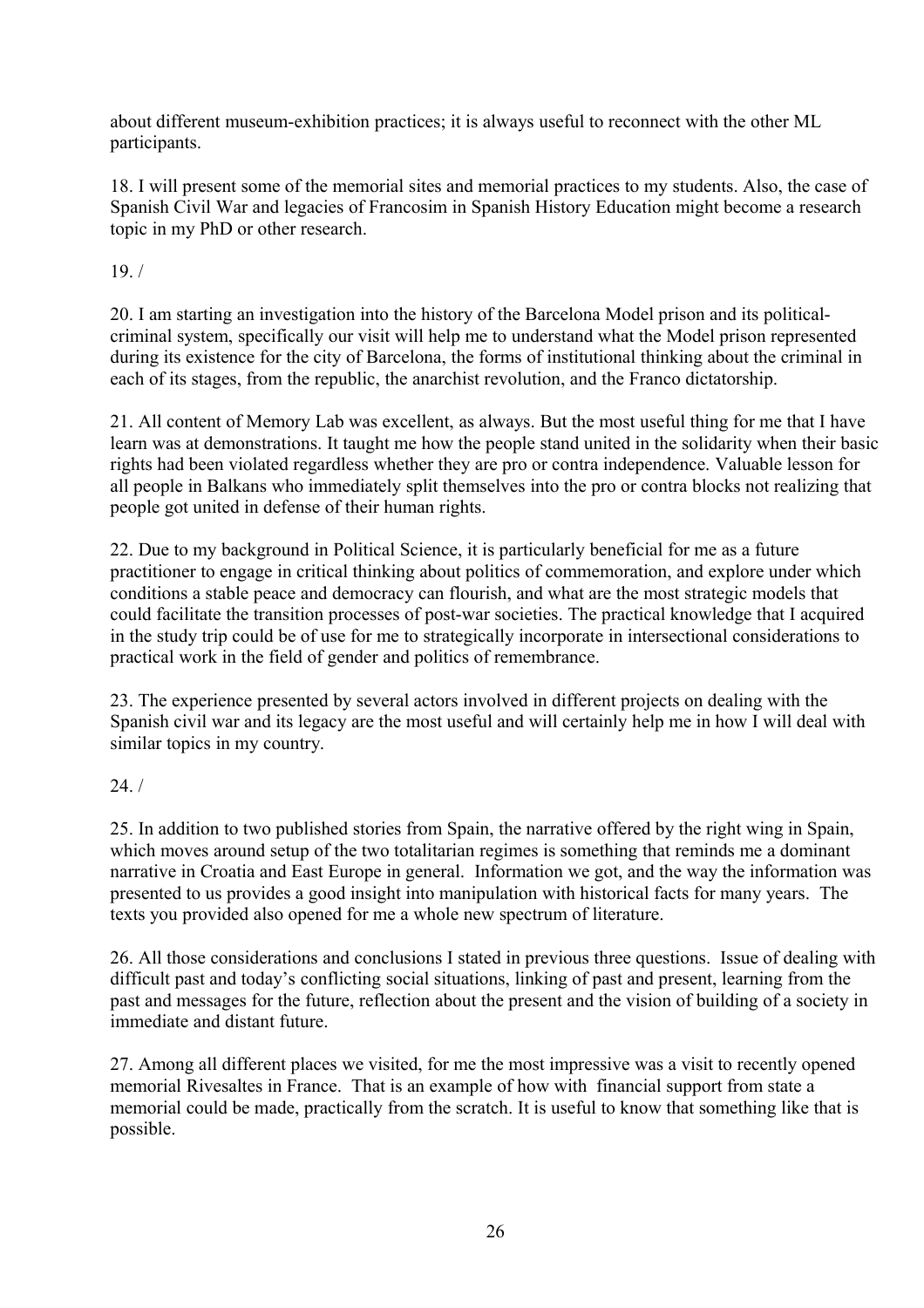about different museum-exhibition practices; it is always useful to reconnect with the other ML participants.

18. I will present some of the memorial sites and memorial practices to my students. Also, the case of Spanish Civil War and legacies of Francosim in Spanish History Education might become a research topic in my PhD or other research.

19. /

20. I am starting an investigation into the history of the Barcelona Model prison and its political-criminal system, specifically our visit will help me to understand what the Model prison represented during its existence for the city of Barcelona, the forms of institutional thinking about the criminal in each of its stages, from the republic, the anarchist revolution, and the Franco dictatorship.

21. All content of Memory Lab was excellent, as always. But the most useful thing for me that I have learn was at demonstrations. It taught me how the people stand united in the solidarity when their basic rights had been violated regardless whether they are pro or contra independence. Valuable lesson for all people in Balkans who immediately split themselves into the pro or contra blocks not realizing that people got united in defense of their human rights.

22. Due to my background in Political Science, it is particularly beneficial for me as a future practitioner to engage in critical thinking about politics of commemoration, and explore under which conditions a stable peace and democracy can flourish, and what are the most strategic models that could facilitate the transition processes of post-war societies. The practical knowledge that I acquired in the study trip could be of use for me to strategically incorporate in intersectional considerations to practical work in the field of gender and politics of remembrance.

23. The experience presented by several actors involved in different projects on dealing with the Spanish civil war and its legacy are the most useful and will certainly help me in how I will deal with similar topics in my country.

24. /

25. In addition to two published stories from Spain, the narrative offered by the right wing in Spain, which moves around setup of the two totalitarian regimes is something that reminds me a dominant narrative in Croatia and East Europe in general. Information we got, and the way the information was presented to us provides a good insight into manipulation with historical facts for many years. The texts you provided also opened for me a whole new spectrum of literature.

26. All those considerations and conclusions I stated in previous three questions. Issue of dealing with difficult past and today's conflicting social situations, linking of past and present, learning from the past and messages for the future, reflection about the present and the vision of building of a society in immediate and distant future.

27. Among all different places we visited, for me the most impressive was a visit to recently opened memorial Rivesaltes in France. That is an example of how with financial support from state a memorial could be made, practically from the scratch. It is useful to know that something like that is possible.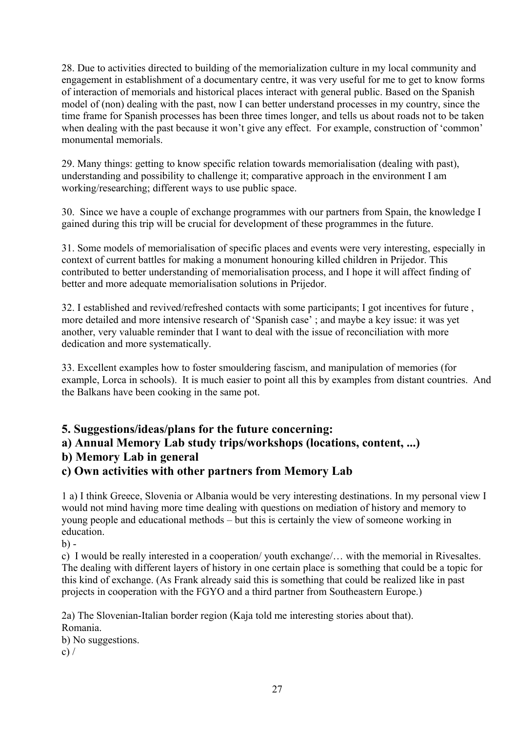28. Due to activities directed to building of the memorialization culture in my local community and engagement in establishment of a documentary centre, it was very useful for me to get to know forms of interaction of memorials and historical places interact with general public. Based on the Spanish model of (non) dealing with the past, now I can better understand processes in my country, since the time frame for Spanish processes has been three times longer, and tells us about roads not to be taken when dealing with the past because it won't give any effect. For example, construction of 'common' monumental memorials.

29. Many things: getting to know specific relation towards memorialisation (dealing with past), understanding and possibility to challenge it; comparative approach in the environment I am working/researching; different ways to use public space.

30. Since we have a couple of exchange programmes with our partners from Spain, the knowledge I gained during this trip will be crucial for development of these programmes in the future.

31. Some models of memorialisation of specific places and events were very interesting, especially in context of current battles for making a monument honouring killed children in Prijedor. This contributed to better understanding of memorialisation process, and I hope it will affect finding of better and more adequate memorialisation solutions in Prijedor.

32. I established and revived/refreshed contacts with some participants; I got incentives for future , more detailed and more intensive research of 'Spanish case' ; and maybe a key issue: it was yet another, very valuable reminder that I want to deal with the issue of reconciliation with more dedication and more systematically.

33. Excellent examples how to foster smouldering fascism, and manipulation of memories (for example, Lorca in schools). It is much easier to point all this by examples from distant countries. And the Balkans have been cooking in the same pot.

## 5. Suggestions/ideas/plans for the future concerning:
## a) Annual Memory Lab study trips/workshops (locations, content, ...)
## b) Memory Lab in general
## c) Own activities with other partners from Memory Lab

1 a) I think Greece, Slovenia or Albania would be very interesting destinations. In my personal view I would not mind having more time dealing with questions on mediation of history and memory to young people and educational methods – but this is certainly the view of someone working in education.

b) -

c) I would be really interested in a cooperation/ youth exchange/… with the memorial in Rivesaltes. The dealing with different layers of history in one certain place is something that could be a topic for this kind of exchange. (As Frank already said this is something that could be realized like in past projects in cooperation with the FGYO and a third partner from Southeastern Europe.)

2a) The Slovenian-Italian border region (Kaja told me interesting stories about that).
Romania.

b) No suggestions.

c) /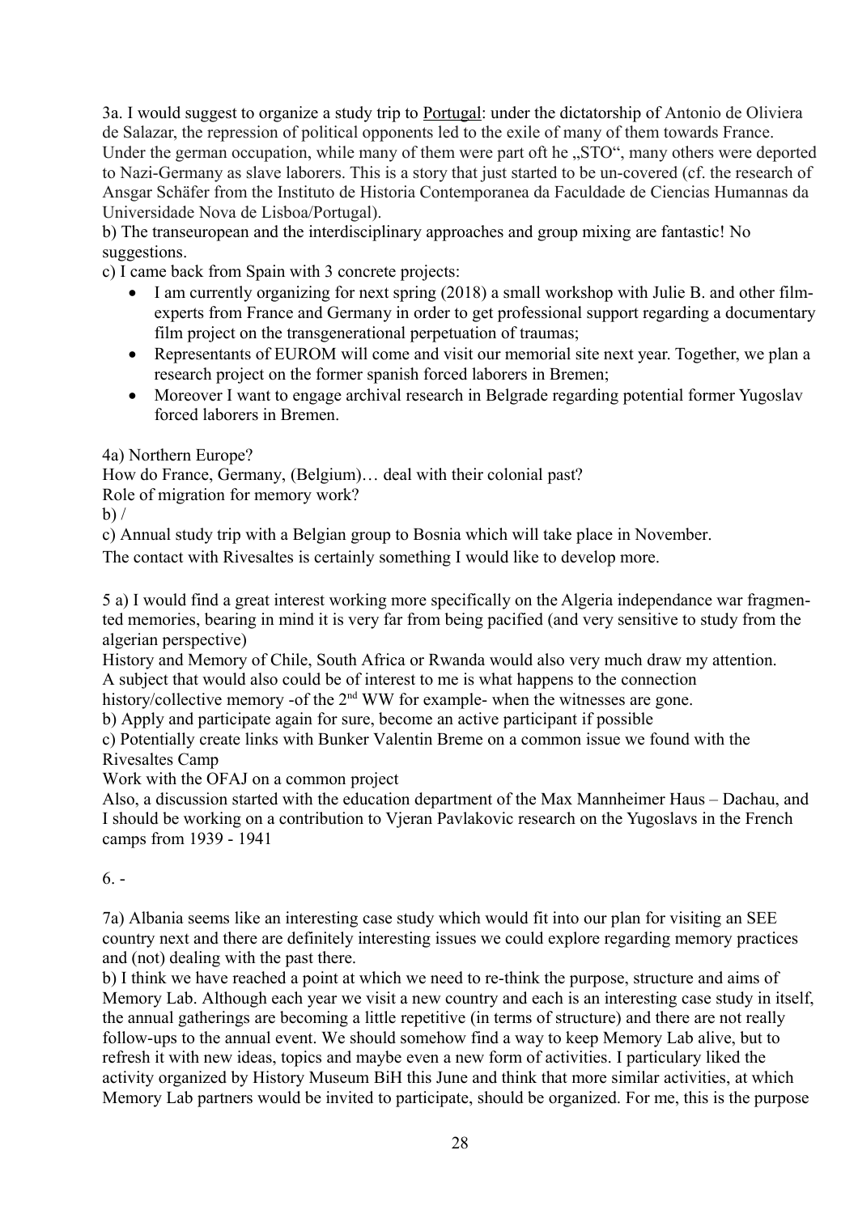3a. I would suggest to organize a study trip to Portugal: under the dictatorship of Antonio de Oliviera de Salazar, the repression of political opponents led to the exile of many of them towards France. Under the german occupation, while many of them were part oft he „STO", many others were deported to Nazi-Germany as slave laborers. This is a story that just started to be un-covered (cf. the research of Ansgar Schäfer from the Instituto de Historia Contemporanea da Faculdade de Ciencias Humannas da Universidade Nova de Lisboa/Portugal).

b) The transeuropean and the interdisciplinary approaches and group mixing are fantastic! No suggestions.

c) I came back from Spain with 3 concrete projects:

- I am currently organizing for next spring (2018) a small workshop with Julie B. and other film-experts from France and Germany in order to get professional support regarding a documentary film project on the transgenerational perpetuation of traumas;
- Representants of EUROM will come and visit our memorial site next year. Together, we plan a research project on the former spanish forced laborers in Bremen;
- Moreover I want to engage archival research in Belgrade regarding potential former Yugoslav forced laborers in Bremen.

4a) Northern Europe?
How do France, Germany, (Belgium)… deal with their colonial past?
Role of migration for memory work?

b) /

c) Annual study trip with a Belgian group to Bosnia which will take place in November.
The contact with Rivesaltes is certainly something I would like to develop more.

5 a) I would find a great interest working more specifically on the Algeria independance war fragmented memories, bearing in mind it is very far from being pacified (and very sensitive to study from the algerian perspective)
History and Memory of Chile, South Africa or Rwanda would also very much draw my attention.
A subject that would also could be of interest to me is what happens to the connection history/collective memory -of the 2nd WW for example- when the witnesses are gone.

b) Apply and participate again for sure, become an active participant if possible

c) Potentially create links with Bunker Valentin Breme on a common issue we found with the Rivesaltes Camp
Work with the OFAJ on a common project
Also, a discussion started with the education department of the Max Mannheimer Haus – Dachau, and I should be working on a contribution to Vjeran Pavlakovic research on the Yugoslavs in the French camps from 1939 - 1941

6. -

7a) Albania seems like an interesting case study which would fit into our plan for visiting an SEE country next and there are definitely interesting issues we could explore regarding memory practices and (not) dealing with the past there.

b) I think we have reached a point at which we need to re-think the purpose, structure and aims of Memory Lab. Although each year we visit a new country and each is an interesting case study in itself, the annual gatherings are becoming a little repetitive (in terms of structure) and there are not really follow-ups to the annual event. We should somehow find a way to keep Memory Lab alive, but to refresh it with new ideas, topics and maybe even a new form of activities. I particulary liked the activity organized by History Museum BiH this June and think that more similar activities, at which Memory Lab partners would be invited to participate, should be organized. For me, this is the purpose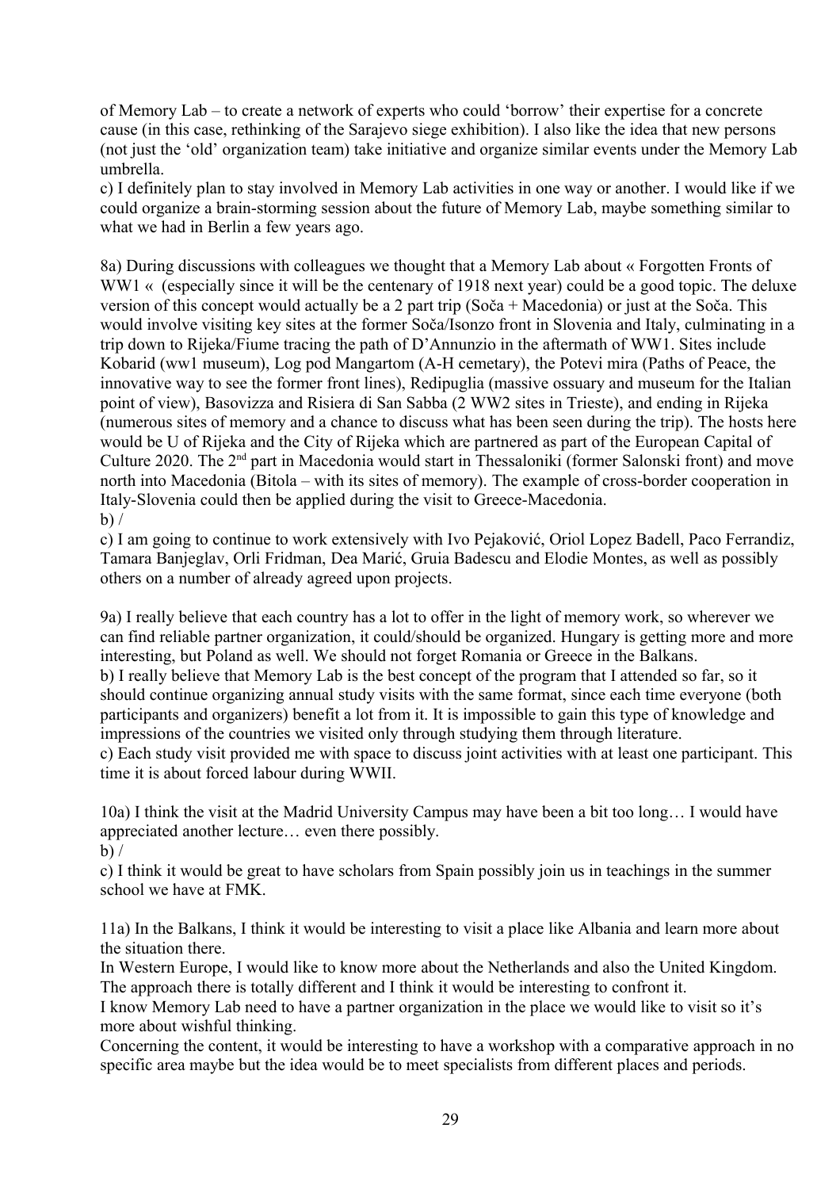of Memory Lab – to create a network of experts who could 'borrow' their expertise for a concrete cause (in this case, rethinking of the Sarajevo siege exhibition). I also like the idea that new persons (not just the 'old' organization team) take initiative and organize similar events under the Memory Lab umbrella.
c) I definitely plan to stay involved in Memory Lab activities in one way or another. I would like if we could organize a brain-storming session about the future of Memory Lab, maybe something similar to what we had in Berlin a few years ago.

8a) During discussions with colleagues we thought that a Memory Lab about « Forgotten Fronts of WW1 « (especially since it will be the centenary of 1918 next year) could be a good topic. The deluxe version of this concept would actually be a 2 part trip (Soča + Macedonia) or just at the Soča. This would involve visiting key sites at the former Soča/Isonzo front in Slovenia and Italy, culminating in a trip down to Rijeka/Fiume tracing the path of D'Annunzio in the aftermath of WW1. Sites include Kobarid (ww1 museum), Log pod Mangartom (A-H cemetary), the Potevi mira (Paths of Peace, the innovative way to see the former front lines), Redipuglia (massive ossuary and museum for the Italian point of view), Basovizza and Risiera di San Sabba (2 WW2 sites in Trieste), and ending in Rijeka (numerous sites of memory and a chance to discuss what has been seen during the trip). The hosts here would be U of Rijeka and the City of Rijeka which are partnered as part of the European Capital of Culture 2020. The 2nd part in Macedonia would start in Thessaloniki (former Salonski front) and move north into Macedonia (Bitola – with its sites of memory). The example of cross-border cooperation in Italy-Slovenia could then be applied during the visit to Greece-Macedonia.
b) /
c) I am going to continue to work extensively with Ivo Pejaković, Oriol Lopez Badell, Paco Ferrandiz, Tamara Banjeglav, Orli Fridman, Dea Marić, Gruia Badescu and Elodie Montes, as well as possibly others on a number of already agreed upon projects.

9a) I really believe that each country has a lot to offer in the light of memory work, so wherever we can find reliable partner organization, it could/should be organized. Hungary is getting more and more interesting, but Poland as well. We should not forget Romania or Greece in the Balkans.
b) I really believe that Memory Lab is the best concept of the program that I attended so far, so it should continue organizing annual study visits with the same format, since each time everyone (both participants and organizers) benefit a lot from it. It is impossible to gain this type of knowledge and impressions of the countries we visited only through studying them through literature.
c) Each study visit provided me with space to discuss joint activities with at least one participant. This time it is about forced labour during WWII.

10a) I think the visit at the Madrid University Campus may have been a bit too long… I would have appreciated another lecture… even there possibly.
b) /
c) I think it would be great to have scholars from Spain possibly join us in teachings in the summer school we have at FMK.

11a) In the Balkans, I think it would be interesting to visit a place like Albania and learn more about the situation there.
In Western Europe, I would like to know more about the Netherlands and also the United Kingdom. The approach there is totally different and I think it would be interesting to confront it.
I know Memory Lab need to have a partner organization in the place we would like to visit so it's more about wishful thinking.
Concerning the content, it would be interesting to have a workshop with a comparative approach in no specific area maybe but the idea would be to meet specialists from different places and periods.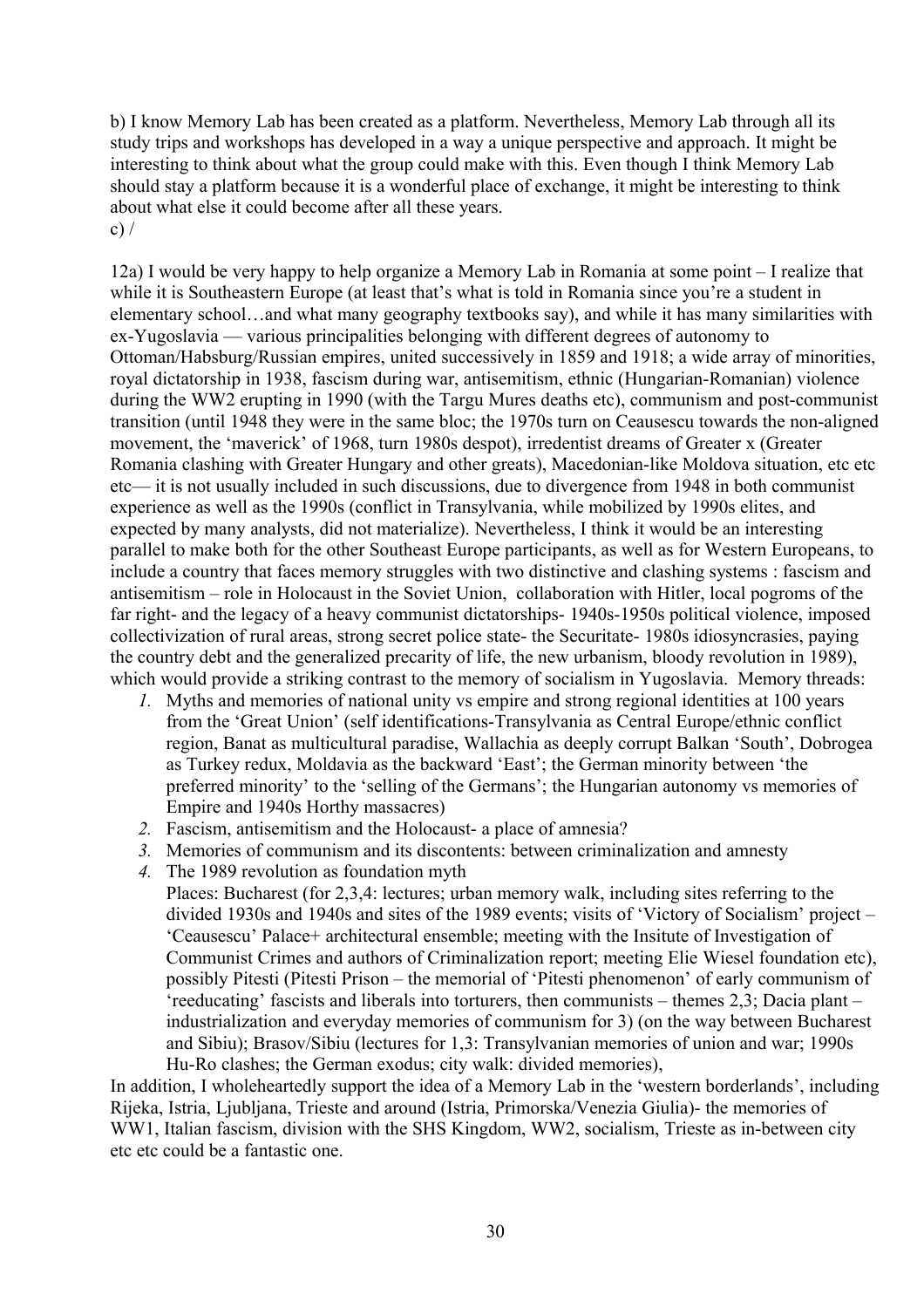b) I know Memory Lab has been created as a platform. Nevertheless, Memory Lab through all its study trips and workshops has developed in a way a unique perspective and approach. It might be interesting to think about what the group could make with this. Even though I think Memory Lab should stay a platform because it is a wonderful place of exchange, it might be interesting to think about what else it could become after all these years.

c) /

12a) I would be very happy to help organize a Memory Lab in Romania at some point – I realize that while it is Southeastern Europe (at least that's what is told in Romania since you're a student in elementary school…and what many geography textbooks say), and while it has many similarities with ex-Yugoslavia — various principalities belonging with different degrees of autonomy to Ottoman/Habsburg/Russian empires, united successively in 1859 and 1918; a wide array of minorities, royal dictatorship in 1938, fascism during war, antisemitism, ethnic (Hungarian-Romanian) violence during the WW2 erupting in 1990 (with the Targu Mures deaths etc), communism and post-communist transition (until 1948 they were in the same bloc; the 1970s turn on Ceausescu towards the non-aligned movement, the 'maverick' of 1968, turn 1980s despot), irredentist dreams of Greater x (Greater Romania clashing with Greater Hungary and other greats), Macedonian-like Moldova situation, etc etc etc— it is not usually included in such discussions, due to divergence from 1948 in both communist experience as well as the 1990s (conflict in Transylvania, while mobilized by 1990s elites, and expected by many analysts, did not materialize). Nevertheless, I think it would be an interesting parallel to make both for the other Southeast Europe participants, as well as for Western Europeans, to include a country that faces memory struggles with two distinctive and clashing systems : fascism and antisemitism – role in Holocaust in the Soviet Union, collaboration with Hitler, local pogroms of the far right- and the legacy of a heavy communist dictatorships- 1940s-1950s political violence, imposed collectivization of rural areas, strong secret police state- the Securitate- 1980s idiosyncrasies, paying the country debt and the generalized precarity of life, the new urbanism, bloody revolution in 1989), which would provide a striking contrast to the memory of socialism in Yugoslavia. Memory threads:

1. Myths and memories of national unity vs empire and strong regional identities at 100 years from the 'Great Union' (self identifications-Transylvania as Central Europe/ethnic conflict region, Banat as multicultural paradise, Wallachia as deeply corrupt Balkan 'South', Dobrogea as Turkey redux, Moldavia as the backward 'East'; the German minority between 'the preferred minority' to the 'selling of the Germans'; the Hungarian autonomy vs memories of Empire and 1940s Horthy massacres)
2. Fascism, antisemitism and the Holocaust- a place of amnesia?
3. Memories of communism and its discontents: between criminalization and amnesty
4. The 1989 revolution as foundation myth

   Places: Bucharest (for 2,3,4: lectures; urban memory walk, including sites referring to the divided 1930s and 1940s and sites of the 1989 events; visits of 'Victory of Socialism' project – 'Ceausescu' Palace+ architectural ensemble; meeting with the Insitute of Investigation of Communist Crimes and authors of Criminalization report; meeting Elie Wiesel foundation etc), possibly Pitesti (Pitesti Prison – the memorial of 'Pitesti phenomenon' of early communism of 'reeducating' fascists and liberals into torturers, then communists – themes 2,3; Dacia plant – industrialization and everyday memories of communism for 3) (on the way between Bucharest and Sibiu); Brasov/Sibiu (lectures for 1,3: Transylvanian memories of union and war; 1990s Hu-Ro clashes; the German exodus; city walk: divided memories),

In addition, I wholeheartedly support the idea of a Memory Lab in the 'western borderlands', including Rijeka, Istria, Ljubljana, Trieste and around (Istria, Primorska/Venezia Giulia)- the memories of WW1, Italian fascism, division with the SHS Kingdom, WW2, socialism, Trieste as in-between city etc etc could be a fantastic one.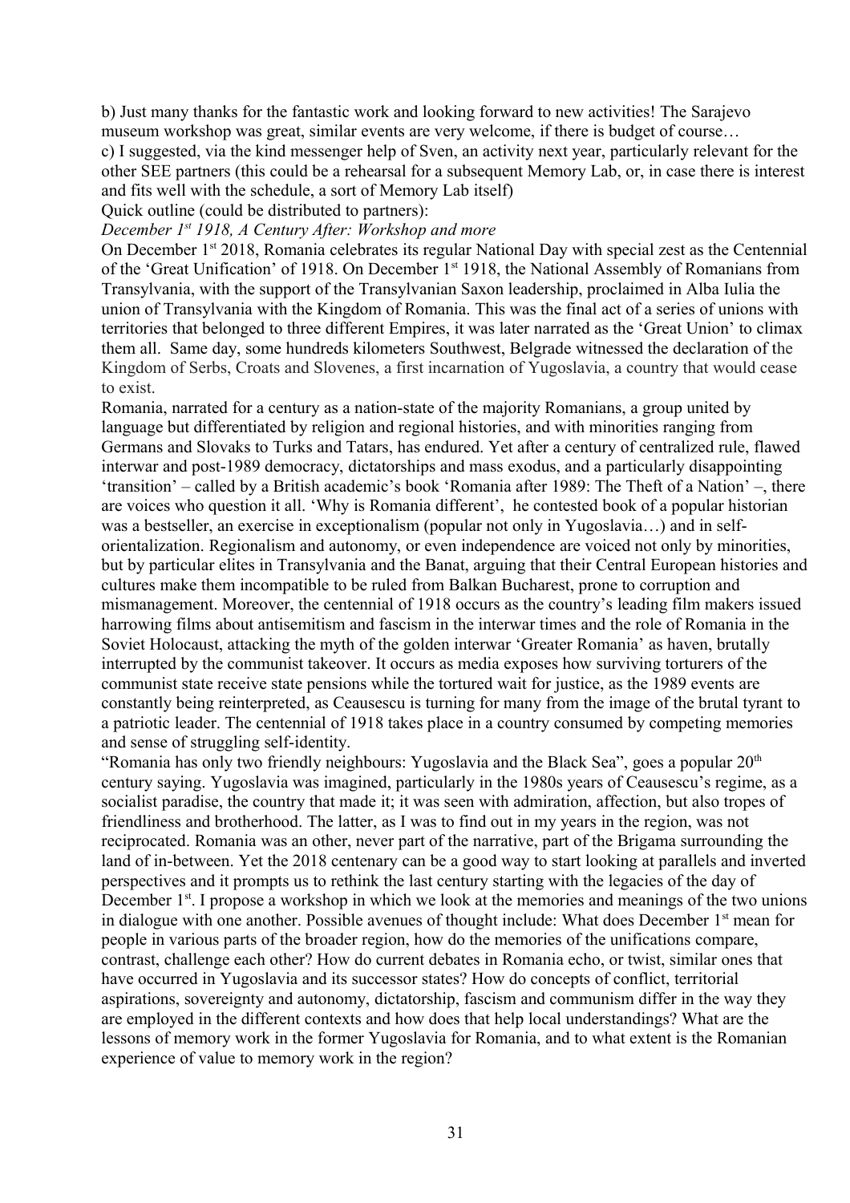b) Just many thanks for the fantastic work and looking forward to new activities! The Sarajevo museum workshop was great, similar events are very welcome, if there is budget of course…

c) I suggested, via the kind messenger help of Sven, an activity next year, particularly relevant for the other SEE partners (this could be a rehearsal for a subsequent Memory Lab, or, in case there is interest and fits well with the schedule, a sort of Memory Lab itself)

Quick outline (could be distributed to partners):

*December 1st 1918, A Century After: Workshop and more*

On December 1st 2018, Romania celebrates its regular National Day with special zest as the Centennial of the 'Great Unification' of 1918. On December 1st 1918, the National Assembly of Romanians from Transylvania, with the support of the Transylvanian Saxon leadership, proclaimed in Alba Iulia the union of Transylvania with the Kingdom of Romania. This was the final act of a series of unions with territories that belonged to three different Empires, it was later narrated as the 'Great Union' to climax them all. Same day, some hundreds kilometers Southwest, Belgrade witnessed the declaration of the Kingdom of Serbs, Croats and Slovenes, a first incarnation of Yugoslavia, a country that would cease to exist.

Romania, narrated for a century as a nation-state of the majority Romanians, a group united by language but differentiated by religion and regional histories, and with minorities ranging from Germans and Slovaks to Turks and Tatars, has endured. Yet after a century of centralized rule, flawed interwar and post-1989 democracy, dictatorships and mass exodus, and a particularly disappointing 'transition' – called by a British academic's book 'Romania after 1989: The Theft of a Nation' –, there are voices who question it all. 'Why is Romania different', he contested book of a popular historian was a bestseller, an exercise in exceptionalism (popular not only in Yugoslavia…) and in self-orientalization. Regionalism and autonomy, or even independence are voiced not only by minorities, but by particular elites in Transylvania and the Banat, arguing that their Central European histories and cultures make them incompatible to be ruled from Balkan Bucharest, prone to corruption and mismanagement. Moreover, the centennial of 1918 occurs as the country's leading film makers issued harrowing films about antisemitism and fascism in the interwar times and the role of Romania in the Soviet Holocaust, attacking the myth of the golden interwar 'Greater Romania' as haven, brutally interrupted by the communist takeover. It occurs as media exposes how surviving torturers of the communist state receive state pensions while the tortured wait for justice, as the 1989 events are constantly being reinterpreted, as Ceausescu is turning for many from the image of the brutal tyrant to a patriotic leader. The centennial of 1918 takes place in a country consumed by competing memories and sense of struggling self-identity.

"Romania has only two friendly neighbours: Yugoslavia and the Black Sea", goes a popular 20th century saying. Yugoslavia was imagined, particularly in the 1980s years of Ceausescu's regime, as a socialist paradise, the country that made it; it was seen with admiration, affection, but also tropes of friendliness and brotherhood. The latter, as I was to find out in my years in the region, was not reciprocated. Romania was an other, never part of the narrative, part of the Brigama surrounding the land of in-between. Yet the 2018 centenary can be a good way to start looking at parallels and inverted perspectives and it prompts us to rethink the last century starting with the legacies of the day of December 1st. I propose a workshop in which we look at the memories and meanings of the two unions in dialogue with one another. Possible avenues of thought include: What does December 1st mean for people in various parts of the broader region, how do the memories of the unifications compare, contrast, challenge each other? How do current debates in Romania echo, or twist, similar ones that have occurred in Yugoslavia and its successor states? How do concepts of conflict, territorial aspirations, sovereignty and autonomy, dictatorship, fascism and communism differ in the way they are employed in the different contexts and how does that help local understandings? What are the lessons of memory work in the former Yugoslavia for Romania, and to what extent is the Romanian experience of value to memory work in the region?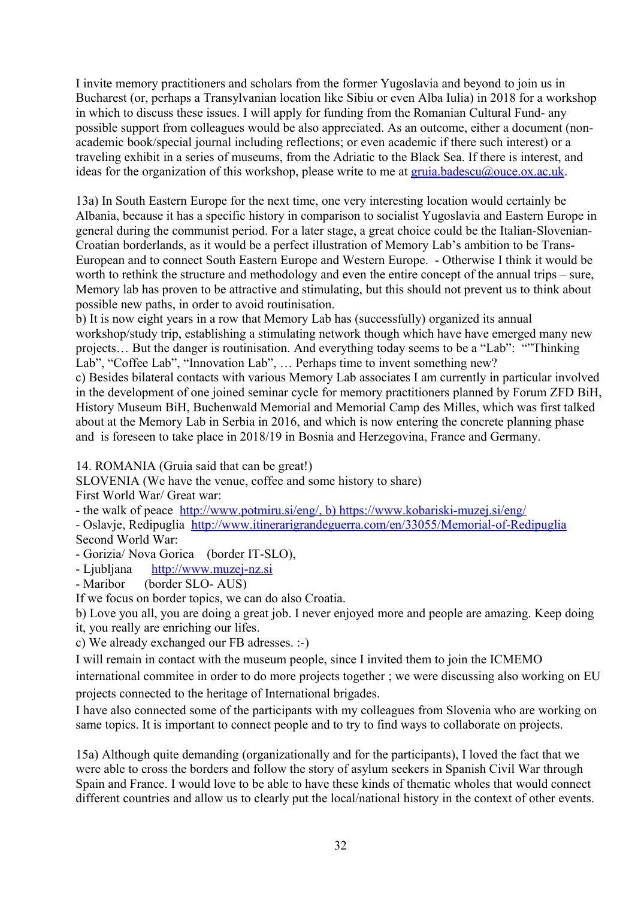I invite memory practitioners and scholars from the former Yugoslavia and beyond to join us in Bucharest (or, perhaps a Transylvanian location like Sibiu or even Alba Iulia) in 2018 for a workshop in which to discuss these issues. I will apply for funding from the Romanian Cultural Fund- any possible support from colleagues would be also appreciated. As an outcome, either a document (non-academic book/special journal including reflections; or even academic if there such interest) or a traveling exhibit in a series of museums, from the Adriatic to the Black Sea. If there is interest, and ideas for the organization of this workshop, please write to me at gruia.badescu@ouce.ox.ac.uk.

13a) In South Eastern Europe for the next time, one very interesting location would certainly be Albania, because it has a specific history in comparison to socialist Yugoslavia and Eastern Europe in general during the communist period. For a later stage, a great choice could be the Italian-Slovenian-Croatian borderlands, as it would be a perfect illustration of Memory Lab's ambition to be Trans-European and to connect South Eastern Europe and Western Europe.  - Otherwise I think it would be worth to rethink the structure and methodology and even the entire concept of the annual trips – sure, Memory lab has proven to be attractive and stimulating, but this should not prevent us to think about possible new paths, in order to avoid routinisation.
b) It is now eight years in a row that Memory Lab has (successfully) organized its annual workshop/study trip, establishing a stimulating network though which have have emerged many new projects… But the danger is routinisation. And everything today seems to be a "Lab":  ""Thinking Lab", "Coffee Lab", "Innovation Lab", … Perhaps time to invent something new?
c) Besides bilateral contacts with various Memory Lab associates I am currently in particular involved in the development of one joined seminar cycle for memory practitioners planned by Forum ZFD BiH, History Museum BiH, Buchenwald Memorial and Memorial Camp des Milles, which was first talked about at the Memory Lab in Serbia in 2016, and which is now entering the concrete planning phase and  is foreseen to take place in 2018/19 in Bosnia and Herzegovina, France and Germany.

14. ROMANIA (Gruia said that can be great!)
SLOVENIA (We have the venue, coffee and some history to share)
First World War/ Great war:
- the walk of peace  http://www.potmiru.si/eng/, b) https://www.kobariski-muzej.si/eng/
- Oslavje, Redipuglia  http://www.itinerarigrandeguerra.com/en/33055/Memorial-of-Redipuglia
Second World War:
- Gorizia/ Nova Gorica    (border IT-SLO),
- Ljubljana      http://www.muzej-nz.si
- Maribor      (border SLO- AUS)
If we focus on border topics, we can do also Croatia.
b) Love you all, you are doing a great job. I never enjoyed more and people are amazing. Keep doing it, you really are enriching our lifes.
c) We already exchanged our FB adresses. :-)
I will remain in contact with the museum people, since I invited them to join the ICMEMO international commitee in order to do more projects together ; we were discussing also working on EU projects connected to the heritage of International brigades.
I have also connected some of the participants with my colleagues from Slovenia who are working on same topics. It is important to connect people and to try to find ways to collaborate on projects.

15a) Although quite demanding (organizationally and for the participants), I loved the fact that we were able to cross the borders and follow the story of asylum seekers in Spanish Civil War through Spain and France. I would love to be able to have these kinds of thematic wholes that would connect different countries and allow us to clearly put the local/national history in the context of other events.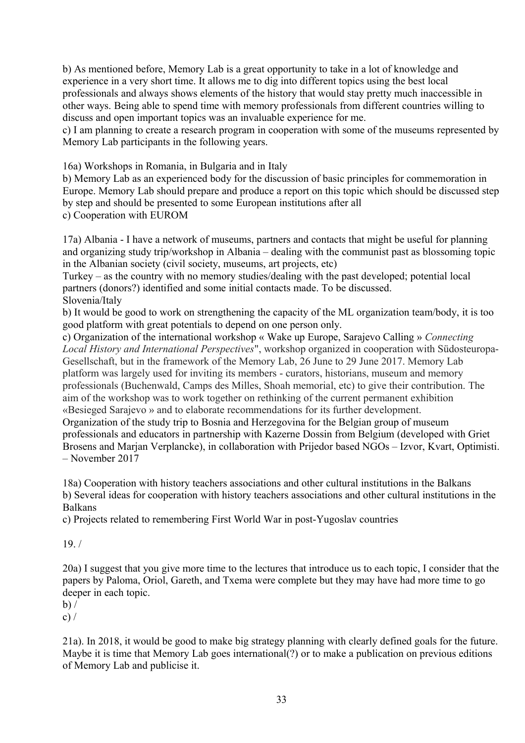b) As mentioned before, Memory Lab is a great opportunity to take in a lot of knowledge and experience in a very short time. It allows me to dig into different topics using the best local professionals and always shows elements of the history that would stay pretty much inaccessible in other ways. Being able to spend time with memory professionals from different countries willing to discuss and open important topics was an invaluable experience for me.
c) I am planning to create a research program in cooperation with some of the museums represented by Memory Lab participants in the following years.

16a) Workshops in Romania, in Bulgaria and in Italy
b) Memory Lab as an experienced body for the discussion of basic principles for commemoration in Europe. Memory Lab should prepare and produce a report on this topic which should be discussed step by step and should be presented to some European institutions after all
c) Cooperation with EUROM

17a) Albania - I have a network of museums, partners and contacts that might be useful for planning and organizing study trip/workshop in Albania – dealing with the communist past as blossoming topic in the Albanian society (civil society, museums, art projects, etc)
Turkey – as the country with no memory studies/dealing with the past developed; potential local partners (donors?) identified and some initial contacts made. To be discussed.
Slovenia/Italy
b) It would be good to work on strengthening the capacity of the ML organization team/body, it is too good platform with great potentials to depend on one person only.
c) Organization of the international workshop « Wake up Europe, Sarajevo Calling » *Connecting Local History and International Perspectives*", workshop organized in cooperation with Südosteuropa-Gesellschaft, but in the framework of the Memory Lab, 26 June to 29 June 2017. Memory Lab platform was largely used for inviting its members - curators, historians, museum and memory professionals (Buchenwald, Camps des Milles, Shoah memorial, etc) to give their contribution. The aim of the workshop was to work together on rethinking of the current permanent exhibition «Besieged Sarajevo » and to elaborate recommendations for its further development.
Organization of the study trip to Bosnia and Herzegovina for the Belgian group of museum professionals and educators in partnership with Kazerne Dossin from Belgium (developed with Griet Brosens and Marjan Verplancke), in collaboration with Prijedor based NGOs – Izvor, Kvart, Optimisti. – November 2017

18a) Cooperation with history teachers associations and other cultural institutions in the Balkans
b) Several ideas for cooperation with history teachers associations and other cultural institutions in the Balkans
c) Projects related to remembering First World War in post-Yugoslav countries

19. /

20a) I suggest that you give more time to the lectures that introduce us to each topic, I consider that the papers by Paloma, Oriol, Gareth, and Txema were complete but they may have had more time to go deeper in each topic.
b) /
c) /

21a). In 2018, it would be good to make big strategy planning with clearly defined goals for the future. Maybe it is time that Memory Lab goes international(?) or to make a publication on previous editions of Memory Lab and publicise it.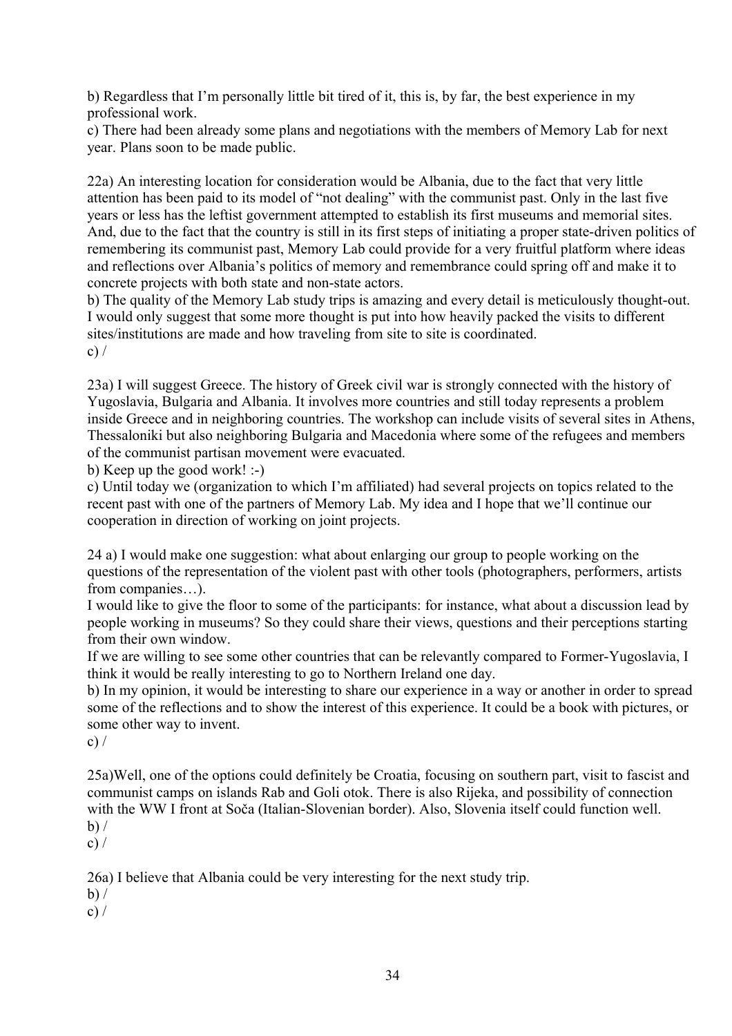b) Regardless that I'm personally little bit tired of it, this is, by far, the best experience in my professional work.
c) There had been already some plans and negotiations with the members of Memory Lab for next year. Plans soon to be made public.

22a) An interesting location for consideration would be Albania, due to the fact that very little attention has been paid to its model of "not dealing" with the communist past. Only in the last five years or less has the leftist government attempted to establish its first museums and memorial sites. And, due to the fact that the country is still in its first steps of initiating a proper state-driven politics of remembering its communist past, Memory Lab could provide for a very fruitful platform where ideas and reflections over Albania's politics of memory and remembrance could spring off and make it to concrete projects with both state and non-state actors.
b) The quality of the Memory Lab study trips is amazing and every detail is meticulously thought-out. I would only suggest that some more thought is put into how heavily packed the visits to different sites/institutions are made and how traveling from site to site is coordinated.
c) /

23a) I will suggest Greece. The history of Greek civil war is strongly connected with the history of Yugoslavia, Bulgaria and Albania. It involves more countries and still today represents a problem inside Greece and in neighboring countries. The workshop can include visits of several sites in Athens, Thessaloniki but also neighboring Bulgaria and Macedonia where some of the refugees and members of the communist partisan movement were evacuated.
b) Keep up the good work! :-)
c) Until today we (organization to which I'm affiliated) had several projects on topics related to the recent past with one of the partners of Memory Lab. My idea and I hope that we'll continue our cooperation in direction of working on joint projects.

24 a) I would make one suggestion: what about enlarging our group to people working on the questions of the representation of the violent past with other tools (photographers, performers, artists from companies…).
I would like to give the floor to some of the participants: for instance, what about a discussion lead by people working in museums? So they could share their views, questions and their perceptions starting from their own window.
If we are willing to see some other countries that can be relevantly compared to Former-Yugoslavia, I think it would be really interesting to go to Northern Ireland one day.
b) In my opinion, it would be interesting to share our experience in a way or another in order to spread some of the reflections and to show the interest of this experience. It could be a book with pictures, or some other way to invent.
c) /

25a)Well, one of the options could definitely be Croatia, focusing on southern part, visit to fascist and communist camps on islands Rab and Goli otok. There is also Rijeka, and possibility of connection with the WW I front at Soča (Italian-Slovenian border). Also, Slovenia itself could function well.
b) /
c) /

26a) I believe that Albania could be very interesting for the next study trip.
b) /
c) /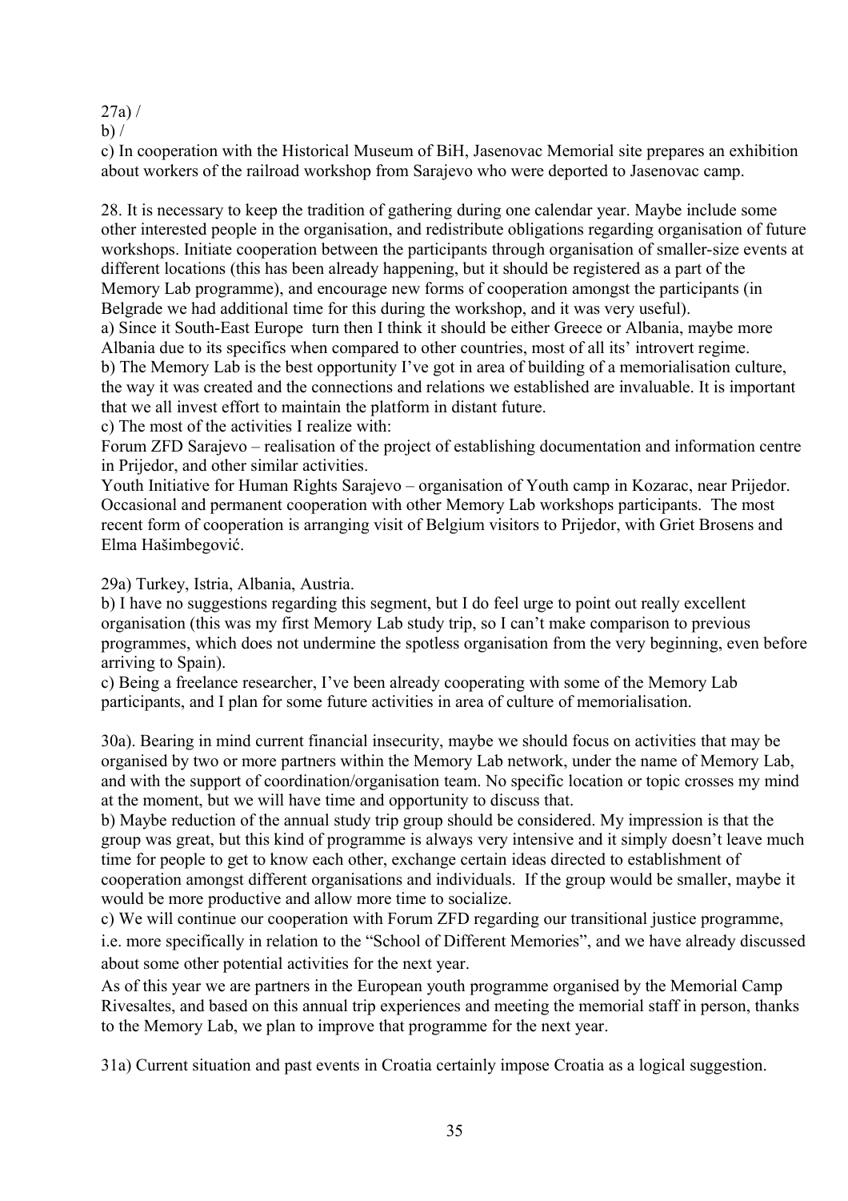27a) /

b) /

c) In cooperation with the Historical Museum of BiH, Jasenovac Memorial site prepares an exhibition about workers of the railroad workshop from Sarajevo who were deported to Jasenovac camp.

28. It is necessary to keep the tradition of gathering during one calendar year. Maybe include some other interested people in the organisation, and redistribute obligations regarding organisation of future workshops. Initiate cooperation between the participants through organisation of smaller-size events at different locations (this has been already happening, but it should be registered as a part of the Memory Lab programme), and encourage new forms of cooperation amongst the participants (in Belgrade we had additional time for this during the workshop, and it was very useful).

a) Since it South-East Europe turn then I think it should be either Greece or Albania, maybe more Albania due to its specifics when compared to other countries, most of all its' introvert regime.

b) The Memory Lab is the best opportunity I've got in area of building of a memorialisation culture, the way it was created and the connections and relations we established are invaluable. It is important that we all invest effort to maintain the platform in distant future.

c) The most of the activities I realize with:

Forum ZFD Sarajevo – realisation of the project of establishing documentation and information centre in Prijedor, and other similar activities.

Youth Initiative for Human Rights Sarajevo – organisation of Youth camp in Kozarac, near Prijedor. Occasional and permanent cooperation with other Memory Lab workshops participants. The most recent form of cooperation is arranging visit of Belgium visitors to Prijedor, with Griet Brosens and Elma Hašimbegović.

29a) Turkey, Istria, Albania, Austria.

b) I have no suggestions regarding this segment, but I do feel urge to point out really excellent organisation (this was my first Memory Lab study trip, so I can't make comparison to previous programmes, which does not undermine the spotless organisation from the very beginning, even before arriving to Spain).

c) Being a freelance researcher, I've been already cooperating with some of the Memory Lab participants, and I plan for some future activities in area of culture of memorialisation.

30a). Bearing in mind current financial insecurity, maybe we should focus on activities that may be organised by two or more partners within the Memory Lab network, under the name of Memory Lab, and with the support of coordination/organisation team. No specific location or topic crosses my mind at the moment, but we will have time and opportunity to discuss that.

b) Maybe reduction of the annual study trip group should be considered. My impression is that the group was great, but this kind of programme is always very intensive and it simply doesn't leave much time for people to get to know each other, exchange certain ideas directed to establishment of cooperation amongst different organisations and individuals. If the group would be smaller, maybe it would be more productive and allow more time to socialize.

c) We will continue our cooperation with Forum ZFD regarding our transitional justice programme, i.e. more specifically in relation to the "School of Different Memories", and we have already discussed about some other potential activities for the next year.

As of this year we are partners in the European youth programme organised by the Memorial Camp Rivesaltes, and based on this annual trip experiences and meeting the memorial staff in person, thanks to the Memory Lab, we plan to improve that programme for the next year.

31a) Current situation and past events in Croatia certainly impose Croatia as a logical suggestion.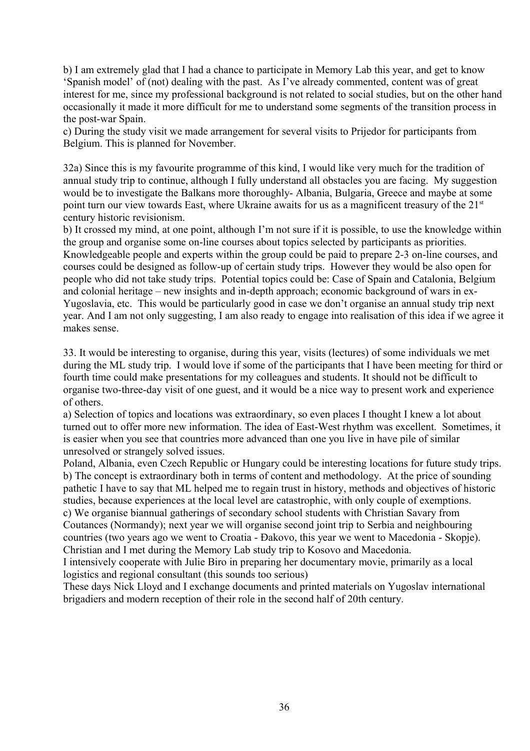b) I am extremely glad that I had a chance to participate in Memory Lab this year, and get to know 'Spanish model' of (not) dealing with the past. As I've already commented, content was of great interest for me, since my professional background is not related to social studies, but on the other hand occasionally it made it more difficult for me to understand some segments of the transition process in the post-war Spain.

c) During the study visit we made arrangement for several visits to Prijedor for participants from Belgium. This is planned for November.

32a) Since this is my favourite programme of this kind, I would like very much for the tradition of annual study trip to continue, although I fully understand all obstacles you are facing. My suggestion would be to investigate the Balkans more thoroughly- Albania, Bulgaria, Greece and maybe at some point turn our view towards East, where Ukraine awaits for us as a magnificent treasury of the 21st century historic revisionism.

b) It crossed my mind, at one point, although I'm not sure if it is possible, to use the knowledge within the group and organise some on-line courses about topics selected by participants as priorities. Knowledgeable people and experts within the group could be paid to prepare 2-3 on-line courses, and courses could be designed as follow-up of certain study trips. However they would be also open for people who did not take study trips. Potential topics could be: Case of Spain and Catalonia, Belgium and colonial heritage – new insights and in-depth approach; economic background of wars in ex-Yugoslavia, etc. This would be particularly good in case we don't organise an annual study trip next year. And I am not only suggesting, I am also ready to engage into realisation of this idea if we agree it makes sense.

33. It would be interesting to organise, during this year, visits (lectures) of some individuals we met during the ML study trip. I would love if some of the participants that I have been meeting for third or fourth time could make presentations for my colleagues and students. It should not be difficult to organise two-three-day visit of one guest, and it would be a nice way to present work and experience of others.

a) Selection of topics and locations was extraordinary, so even places I thought I knew a lot about turned out to offer more new information. The idea of East-West rhythm was excellent. Sometimes, it is easier when you see that countries more advanced than one you live in have pile of similar unresolved or strangely solved issues.

Poland, Albania, even Czech Republic or Hungary could be interesting locations for future study trips.

b) The concept is extraordinary both in terms of content and methodology. At the price of sounding pathetic I have to say that ML helped me to regain trust in history, methods and objectives of historic studies, because experiences at the local level are catastrophic, with only couple of exemptions.

c) We organise biannual gatherings of secondary school students with Christian Savary from Coutances (Normandy); next year we will organise second joint trip to Serbia and neighbouring countries (two years ago we went to Croatia - Đakovo, this year we went to Macedonia - Skopje). Christian and I met during the Memory Lab study trip to Kosovo and Macedonia.

I intensively cooperate with Julie Biro in preparing her documentary movie, primarily as a local logistics and regional consultant (this sounds too serious)

These days Nick Lloyd and I exchange documents and printed materials on Yugoslav international brigadiers and modern reception of their role in the second half of 20th century.